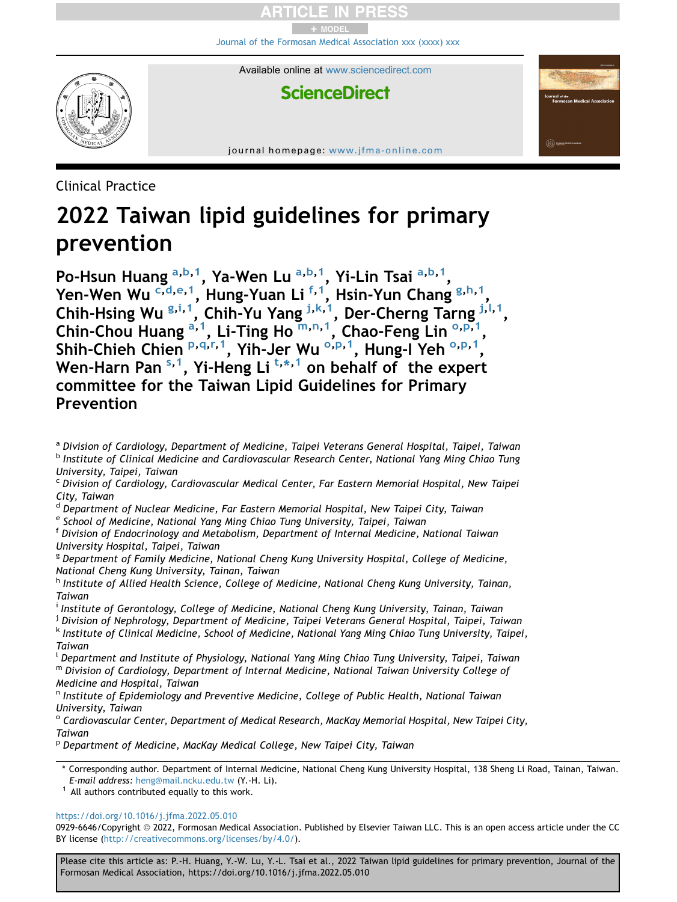Clinical Practice

# 2022 Taiwan lipid guidelines for primary prevention

**Po-Hsun Huang [a,b,1], Ya-Wen Lu [a,b,1], Yi-Lin Tsai [a,b,1], Yen-Wen Wu [c,d,e,1], Hung-Yuan Li [f,1], Hsin-Yun Chang [g,h,1], Chih-Hsing Wu [g,i,1], Chih-Yu Yang [j,k,1], Der-Cherng Tarng [j,l,1], Chin-Chou Huang [a,1], Li-Ting Ho [m,n,1], Chao-Feng Lin [o,p,1], Shih-Chieh Chien [p,q,r,1], Yih-Jer Wu [o,p,1], Hung-I Yeh [o,p,1], Wen-Harn Pan [s,1], Yi-Heng Li [t,*,1] on behalf of the expert committee for the Taiwan Lipid Guidelines for Primary Prevention**

[a] *Division of Cardiology, Department of Medicine, Taipei Veterans General Hospital, Taipei, Taiwan*
[b] *Institute of Clinical Medicine and Cardiovascular Research Center, National Yang Ming Chiao Tung University, Taipei, Taiwan*
[c] *Division of Cardiology, Cardiovascular Medical Center, Far Eastern Memorial Hospital, New Taipei City, Taiwan*
[d] *Department of Nuclear Medicine, Far Eastern Memorial Hospital, New Taipei City, Taiwan*
[e] *School of Medicine, National Yang Ming Chiao Tung University, Taipei, Taiwan*
[f] *Division of Endocrinology and Metabolism, Department of Internal Medicine, National Taiwan University Hospital, Taipei, Taiwan*
[g] *Department of Family Medicine, National Cheng Kung University Hospital, College of Medicine, National Cheng Kung University, Tainan, Taiwan*
[h] *Institute of Allied Health Science, College of Medicine, National Cheng Kung University, Tainan, Taiwan*
[i] *Institute of Gerontology, College of Medicine, National Cheng Kung University, Tainan, Taiwan*
[j] *Division of Nephrology, Department of Medicine, Taipei Veterans General Hospital, Taipei, Taiwan*
[k] *Institute of Clinical Medicine, School of Medicine, National Yang Ming Chiao Tung University, Taipei, Taiwan*
[l] *Department and Institute of Physiology, National Yang Ming Chiao Tung University, Taipei, Taiwan*
[m] *Division of Cardiology, Department of Internal Medicine, National Taiwan University College of Medicine and Hospital, Taiwan*
[n] *Institute of Epidemiology and Preventive Medicine, College of Public Health, National Taiwan University, Taiwan*
[o] *Cardiovascular Center, Department of Medical Research, MacKay Memorial Hospital, New Taipei City, Taiwan*
[p] *Department of Medicine, MacKay Medical College, New Taipei City, Taiwan*

\* Corresponding author. Department of Internal Medicine, National Cheng Kung University Hospital, 138 Sheng Li Road, Tainan, Taiwan. *E-mail address:* heng@mail.ncku.edu.tw (Y.-H. Li).
[1] All authors contributed equally to this work.

https://doi.org/10.1016/j.jfma.2022.05.010
0929-6646/Copyright © 2022, Formosan Medical Association. Published by Elsevier Taiwan LLC. This is an open access article under the CC BY license (http://creativecommons.org/licenses/by/4.0/).

Please cite this article as: P.-H. Huang, Y.-W. Lu, Y.-L. Tsai et al., 2022 Taiwan lipid guidelines for primary prevention, Journal of the Formosan Medical Association, https://doi.org/10.1016/j.jfma.2022.05.010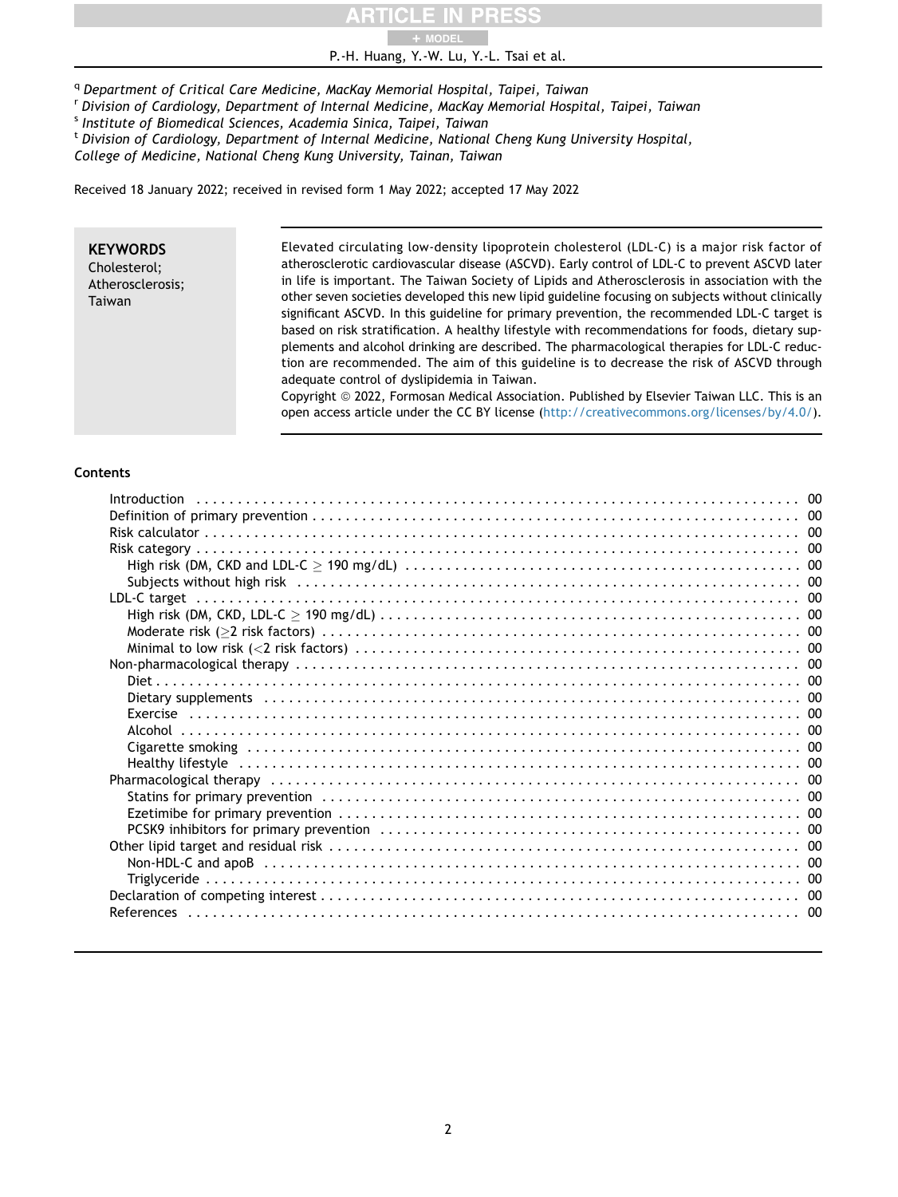[q] Department of Critical Care Medicine, MacKay Memorial Hospital, Taipei, Taiwan
[r] Division of Cardiology, Department of Internal Medicine, MacKay Memorial Hospital, Taipei, Taiwan
[s] Institute of Biomedical Sciences, Academia Sinica, Taipei, Taiwan
[t] Division of Cardiology, Department of Internal Medicine, National Cheng Kung University Hospital, College of Medicine, National Cheng Kung University, Tainan, Taiwan

Received 18 January 2022; received in revised form 1 May 2022; accepted 17 May 2022

**KEYWORDS**
Cholesterol;
Atherosclerosis;
Taiwan

Elevated circulating low-density lipoprotein cholesterol (LDL-C) is a major risk factor of atherosclerotic cardiovascular disease (ASCVD). Early control of LDL-C to prevent ASCVD later in life is important. The Taiwan Society of Lipids and Atherosclerosis in association with the other seven societies developed this new lipid guideline focusing on subjects without clinically significant ASCVD. In this guideline for primary prevention, the recommended LDL-C target is based on risk stratification. A healthy lifestyle with recommendations for foods, dietary supplements and alcohol drinking are described. The pharmacological therapies for LDL-C reduction are recommended. The aim of this guideline is to decrease the risk of ASCVD through adequate control of dyslipidemia in Taiwan.
Copyright © 2022, Formosan Medical Association. Published by Elsevier Taiwan LLC. This is an open access article under the CC BY license (http://creativecommons.org/licenses/by/4.0/).

## Contents

- Introduction . . . 00
- Definition of primary prevention . . . 00
- Risk calculator . . . 00
- Risk category . . . 00
  - High risk (DM, CKD and LDL-C ≥ 190 mg/dL) . . . 00
  - Subjects without high risk . . . 00
- LDL-C target . . . 00
  - High risk (DM, CKD, LDL-C ≥ 190 mg/dL) . . . 00
  - Moderate risk (≥2 risk factors) . . . 00
  - Minimal to low risk (<2 risk factors) . . . 00
- Non-pharmacological therapy . . . 00
  - Diet . . . 00
  - Dietary supplements . . . 00
  - Exercise . . . 00
  - Alcohol . . . 00
  - Cigarette smoking . . . 00
  - Healthy lifestyle . . . 00
- Pharmacological therapy . . . 00
  - Statins for primary prevention . . . 00
  - Ezetimibe for primary prevention . . . 00
  - PCSK9 inhibitors for primary prevention . . . 00
- Other lipid target and residual risk . . . 00
  - Non-HDL-C and apoB . . . 00
  - Triglyceride . . . 00
- Declaration of competing interest . . . 00
- References . . . 00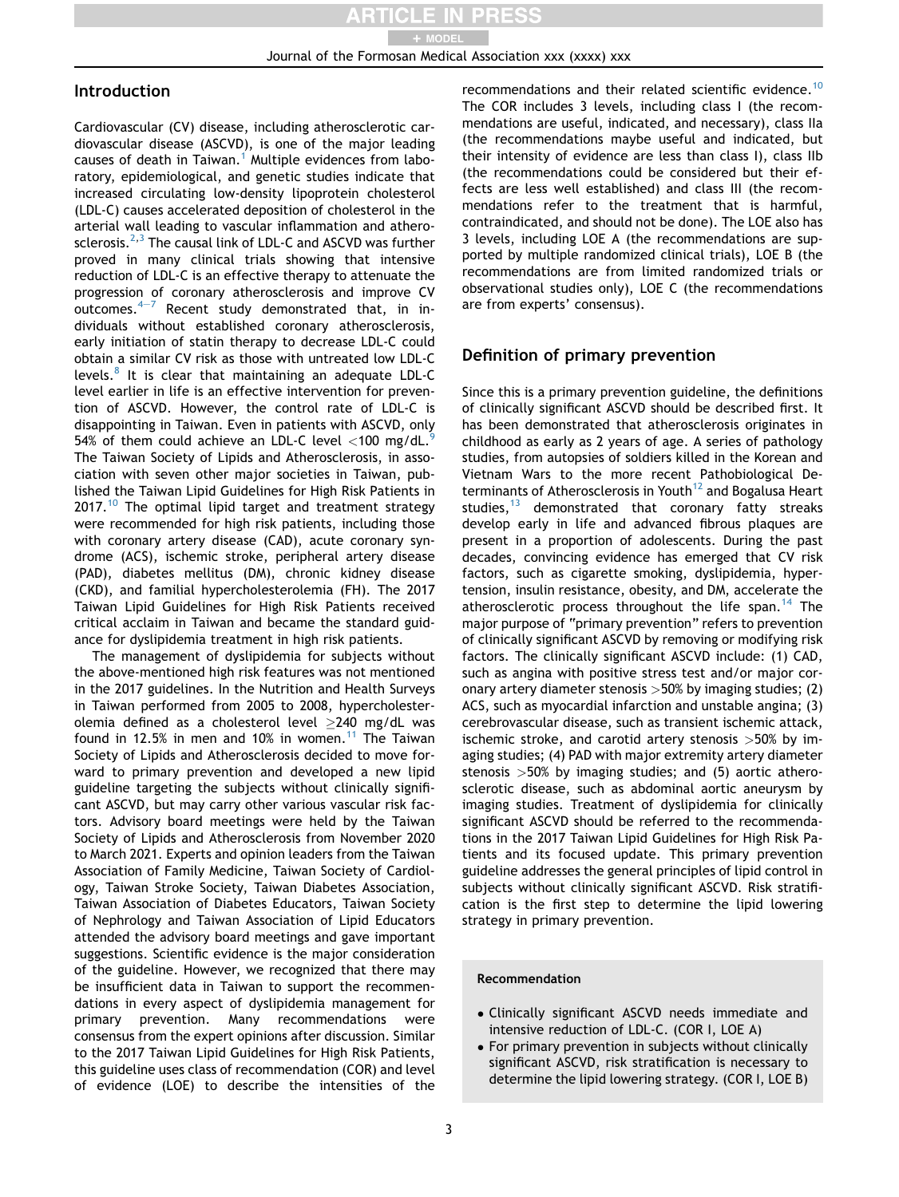## Introduction

Cardiovascular (CV) disease, including atherosclerotic cardiovascular disease (ASCVD), is one of the major leading causes of death in Taiwan.[1] Multiple evidences from laboratory, epidemiological, and genetic studies indicate that increased circulating low-density lipoprotein cholesterol (LDL-C) causes accelerated deposition of cholesterol in the arterial wall leading to vascular inflammation and atherosclerosis.[2,3] The causal link of LDL-C and ASCVD was further proved in many clinical trials showing that intensive reduction of LDL-C is an effective therapy to attenuate the progression of coronary atherosclerosis and improve CV outcomes.[4–7] Recent study demonstrated that, in individuals without established coronary atherosclerosis, early initiation of statin therapy to decrease LDL-C could obtain a similar CV risk as those with untreated low LDL-C levels.[8] It is clear that maintaining an adequate LDL-C level earlier in life is an effective intervention for prevention of ASCVD. However, the control rate of LDL-C is disappointing in Taiwan. Even in patients with ASCVD, only 54% of them could achieve an LDL-C level <100 mg/dL.[9] The Taiwan Society of Lipids and Atherosclerosis, in association with seven other major societies in Taiwan, published the Taiwan Lipid Guidelines for High Risk Patients in 2017.[10] The optimal lipid target and treatment strategy were recommended for high risk patients, including those with coronary artery disease (CAD), acute coronary syndrome (ACS), ischemic stroke, peripheral artery disease (PAD), diabetes mellitus (DM), chronic kidney disease (CKD), and familial hypercholesterolemia (FH). The 2017 Taiwan Lipid Guidelines for High Risk Patients received critical acclaim in Taiwan and became the standard guidance for dyslipidemia treatment in high risk patients.

The management of dyslipidemia for subjects without the above-mentioned high risk features was not mentioned in the 2017 guidelines. In the Nutrition and Health Surveys in Taiwan performed from 2005 to 2008, hypercholesterolemia defined as a cholesterol level ≥240 mg/dL was found in 12.5% in men and 10% in women.[11] The Taiwan Society of Lipids and Atherosclerosis decided to move forward to primary prevention and developed a new lipid guideline targeting the subjects without clinically significant ASCVD, but may carry other various vascular risk factors. Advisory board meetings were held by the Taiwan Society of Lipids and Atherosclerosis from November 2020 to March 2021. Experts and opinion leaders from the Taiwan Association of Family Medicine, Taiwan Society of Cardiology, Taiwan Stroke Society, Taiwan Diabetes Association, Taiwan Association of Diabetes Educators, Taiwan Society of Nephrology and Taiwan Association of Lipid Educators attended the advisory board meetings and gave important suggestions. Scientific evidence is the major consideration of the guideline. However, we recognized that there may be insufficient data in Taiwan to support the recommendations in every aspect of dyslipidemia management for primary prevention. Many recommendations were consensus from the expert opinions after discussion. Similar to the 2017 Taiwan Lipid Guidelines for High Risk Patients, this guideline uses class of recommendation (COR) and level of evidence (LOE) to describe the intensities of the recommendations and their related scientific evidence.[10] The COR includes 3 levels, including class I (the recommendations are useful, indicated, and necessary), class IIa (the recommendations maybe useful and indicated, but their intensity of evidence are less than class I), class IIb (the recommendations could be considered but their effects are less well established) and class III (the recommendations refer to the treatment that is harmful, contraindicated, and should not be done). The LOE also has 3 levels, including LOE A (the recommendations are supported by multiple randomized clinical trials), LOE B (the recommendations are from limited randomized trials or observational studies only), LOE C (the recommendations are from experts' consensus).

## Definition of primary prevention

Since this is a primary prevention guideline, the definitions of clinically significant ASCVD should be described first. It has been demonstrated that atherosclerosis originates in childhood as early as 2 years of age. A series of pathology studies, from autopsies of soldiers killed in the Korean and Vietnam Wars to the more recent Pathobiological Determinants of Atherosclerosis in Youth[12] and Bogalusa Heart studies,[13] demonstrated that coronary fatty streaks develop early in life and advanced fibrous plaques are present in a proportion of adolescents. During the past decades, convincing evidence has emerged that CV risk factors, such as cigarette smoking, dyslipidemia, hypertension, insulin resistance, obesity, and DM, accelerate the atherosclerotic process throughout the life span.[14] The major purpose of "primary prevention" refers to prevention of clinically significant ASCVD by removing or modifying risk factors. The clinically significant ASCVD include: (1) CAD, such as angina with positive stress test and/or major coronary artery diameter stenosis >50% by imaging studies; (2) ACS, such as myocardial infarction and unstable angina; (3) cerebrovascular disease, such as transient ischemic attack, ischemic stroke, and carotid artery stenosis >50% by imaging studies; (4) PAD with major extremity artery diameter stenosis >50% by imaging studies; and (5) aortic atherosclerotic disease, such as abdominal aortic aneurysm by imaging studies. Treatment of dyslipidemia for clinically significant ASCVD should be referred to the recommendations in the 2017 Taiwan Lipid Guidelines for High Risk Patients and its focused update. This primary prevention guideline addresses the general principles of lipid control in subjects without clinically significant ASCVD. Risk stratification is the first step to determine the lipid lowering strategy in primary prevention.

**Recommendation**

- Clinically significant ASCVD needs immediate and intensive reduction of LDL-C. (COR I, LOE A)
- For primary prevention in subjects without clinically significant ASCVD, risk stratification is necessary to determine the lipid lowering strategy. (COR I, LOE B)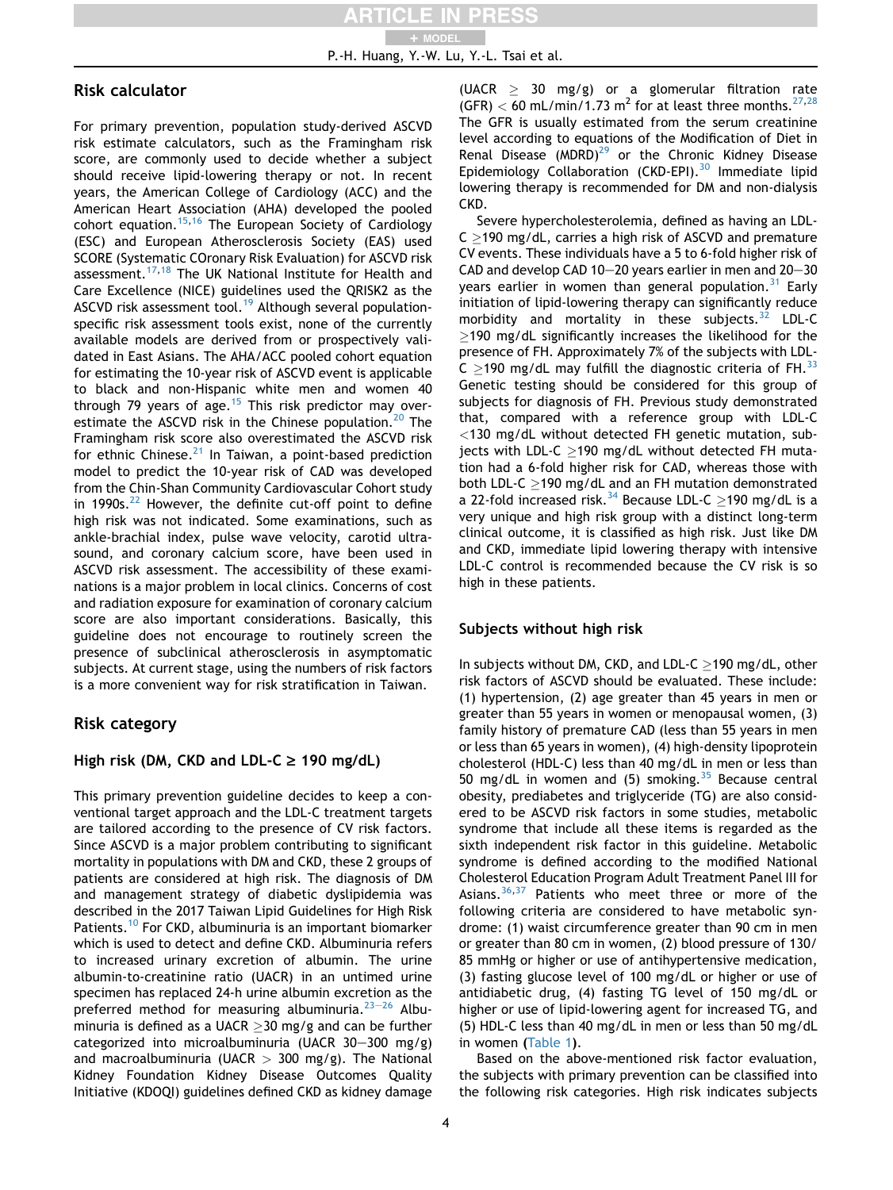## Risk calculator

For primary prevention, population study-derived ASCVD risk estimate calculators, such as the Framingham risk score, are commonly used to decide whether a subject should receive lipid-lowering therapy or not. In recent years, the American College of Cardiology (ACC) and the American Heart Association (AHA) developed the pooled cohort equation.[15,16] The European Society of Cardiology (ESC) and European Atherosclerosis Society (EAS) used SCORE (Systematic COronary Risk Evaluation) for ASCVD risk assessment.[17,18] The UK National Institute for Health and Care Excellence (NICE) guidelines used the QRISK2 as the ASCVD risk assessment tool.[19] Although several population-specific risk assessment tools exist, none of the currently available models are derived from or prospectively validated in East Asians. The AHA/ACC pooled cohort equation for estimating the 10-year risk of ASCVD event is applicable to black and non-Hispanic white men and women 40 through 79 years of age.[15] This risk predictor may overestimate the ASCVD risk in the Chinese population.[20] The Framingham risk score also overestimated the ASCVD risk for ethnic Chinese.[21] In Taiwan, a point-based prediction model to predict the 10-year risk of CAD was developed from the Chin-Shan Community Cardiovascular Cohort study in 1990s.[22] However, the definite cut-off point to define high risk was not indicated. Some examinations, such as ankle-brachial index, pulse wave velocity, carotid ultrasound, and coronary calcium score, have been used in ASCVD risk assessment. The accessibility of these examinations is a major problem in local clinics. Concerns of cost and radiation exposure for examination of coronary calcium score are also important considerations. Basically, this guideline does not encourage to routinely screen the presence of subclinical atherosclerosis in asymptomatic subjects. At current stage, using the numbers of risk factors is a more convenient way for risk stratification in Taiwan.

## Risk category

### High risk (DM, CKD and LDL-C ≥ 190 mg/dL)

This primary prevention guideline decides to keep a conventional target approach and the LDL-C treatment targets are tailored according to the presence of CV risk factors. Since ASCVD is a major problem contributing to significant mortality in populations with DM and CKD, these 2 groups of patients are considered at high risk. The diagnosis of DM and management strategy of diabetic dyslipidemia was described in the 2017 Taiwan Lipid Guidelines for High Risk Patients.[10] For CKD, albuminuria is an important biomarker which is used to detect and define CKD. Albuminuria refers to increased urinary excretion of albumin. The urine albumin-to-creatinine ratio (UACR) in an untimed urine specimen has replaced 24-h urine albumin excretion as the preferred method for measuring albuminuria.[23–26] Albuminuria is defined as a UACR ≥30 mg/g and can be further categorized into microalbuminuria (UACR 30–300 mg/g) and macroalbuminuria (UACR > 300 mg/g). The National Kidney Foundation Kidney Disease Outcomes Quality Initiative (KDOQI) guidelines defined CKD as kidney damage (UACR ≥ 30 mg/g) or a glomerular filtration rate (GFR) < 60 mL/min/1.73 $m^2$ for at least three months.[27,28] The GFR is usually estimated from the serum creatinine level according to equations of the Modification of Diet in Renal Disease (MDRD)[29] or the Chronic Kidney Disease Epidemiology Collaboration (CKD-EPI).[30] Immediate lipid lowering therapy is recommended for DM and non-dialysis CKD.

Severe hypercholesterolemia, defined as having an LDL-C ≥190 mg/dL, carries a high risk of ASCVD and premature CV events. These individuals have a 5 to 6-fold higher risk of CAD and develop CAD 10–20 years earlier in men and 20–30 years earlier in women than general population.[31] Early initiation of lipid-lowering therapy can significantly reduce morbidity and mortality in these subjects.[32] LDL-C ≥190 mg/dL significantly increases the likelihood for the presence of FH. Approximately 7% of the subjects with LDL-C ≥190 mg/dL may fulfill the diagnostic criteria of FH.[33] Genetic testing should be considered for this group of subjects for diagnosis of FH. Previous study demonstrated that, compared with a reference group with LDL-C <130 mg/dL without detected FH genetic mutation, subjects with LDL-C ≥190 mg/dL without detected FH mutation had a 6-fold higher risk for CAD, whereas those with both LDL-C ≥190 mg/dL and an FH mutation demonstrated a 22-fold increased risk.[34] Because LDL-C ≥190 mg/dL is a very unique and high risk group with a distinct long-term clinical outcome, it is classified as high risk. Just like DM and CKD, immediate lipid lowering therapy with intensive LDL-C control is recommended because the CV risk is so high in these patients.

### Subjects without high risk

In subjects without DM, CKD, and LDL-C ≥190 mg/dL, other risk factors of ASCVD should be evaluated. These include: (1) hypertension, (2) age greater than 45 years in men or greater than 55 years in women or menopausal women, (3) family history of premature CAD (less than 55 years in men or less than 65 years in women), (4) high-density lipoprotein cholesterol (HDL-C) less than 40 mg/dL in men or less than 50 mg/dL in women and (5) smoking.[35] Because central obesity, prediabetes and triglyceride (TG) are also considered to be ASCVD risk factors in some studies, metabolic syndrome that include all these items is regarded as the sixth independent risk factor in this guideline. Metabolic syndrome is defined according to the modified National Cholesterol Education Program Adult Treatment Panel III for Asians.[36,37] Patients who meet three or more of the following criteria are considered to have metabolic syndrome: (1) waist circumference greater than 90 cm in men or greater than 80 cm in women, (2) blood pressure of 130/85 mmHg or higher or use of antihypertensive medication, (3) fasting glucose level of 100 mg/dL or higher or use of antidiabetic drug, (4) fasting TG level of 150 mg/dL or higher or use of lipid-lowering agent for increased TG, and (5) HDL-C less than 40 mg/dL in men or less than 50 mg/dL in women (Table 1).

Based on the above-mentioned risk factor evaluation, the subjects with primary prevention can be classified into the following risk categories. High risk indicates subjects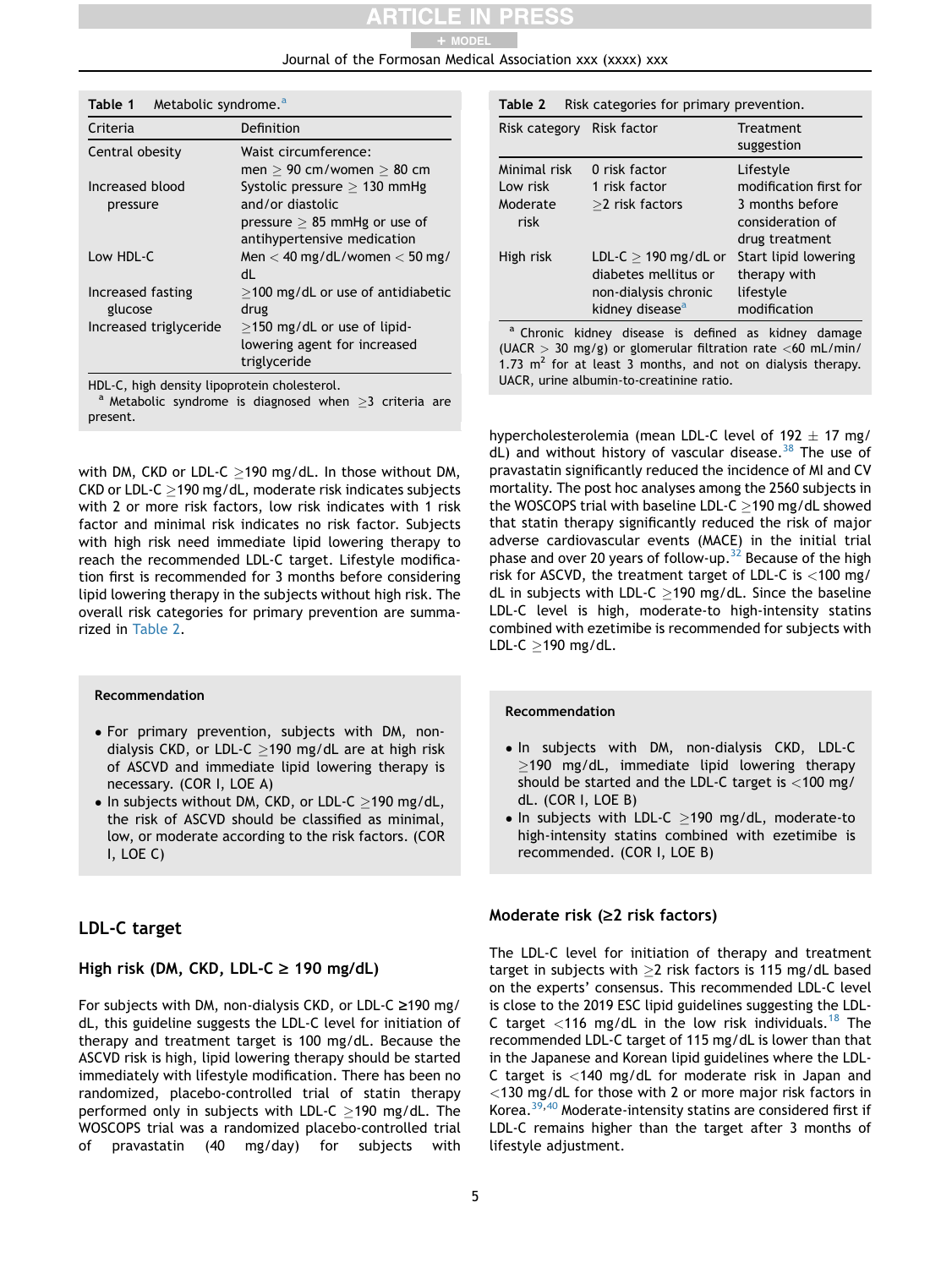**Table 1** Metabolic syndrome.[a]

| Criteria | Definition |
| --- | --- |
| Central obesity | Waist circumference: men ≥ 90 cm/women ≥ 80 cm |
| Increased blood pressure | Systolic pressure ≥ 130 mmHg and/or diastolic pressure ≥ 85 mmHg or use of antihypertensive medication |
| Low HDL-C | Men < 40 mg/dL/women < 50 mg/dL |
| Increased fasting glucose | ≥100 mg/dL or use of antidiabetic drug |
| Increased triglyceride | ≥150 mg/dL or use of lipid-lowering agent for increased triglyceride |

HDL-C, high density lipoprotein cholesterol.
[a] Metabolic syndrome is diagnosed when ≥3 criteria are present.

**Table 2** Risk categories for primary prevention.

| Risk category | Risk factor | Treatment suggestion |
| --- | --- | --- |
| Minimal risk | 0 risk factor | Lifestyle modification first for 3 months before consideration of drug treatment |
| Low risk | 1 risk factor | |
| Moderate risk | ≥2 risk factors | |
| High risk | LDL-C ≥ 190 mg/dL or diabetes mellitus or non-dialysis chronic kidney disease[a] | Start lipid lowering therapy with lifestyle modification |

[a] Chronic kidney disease is defined as kidney damage (UACR > 30 mg/g) or glomerular filtration rate <60 mL/min/1.73 $m^2$ for at least 3 months, and not on dialysis therapy. UACR, urine albumin-to-creatinine ratio.

with DM, CKD or LDL-C ≥190 mg/dL. In those without DM, CKD or LDL-C ≥190 mg/dL, moderate risk indicates subjects with 2 or more risk factors, low risk indicates with 1 risk factor and minimal risk indicates no risk factor. Subjects with high risk need immediate lipid lowering therapy to reach the recommended LDL-C target. Lifestyle modification first is recommended for 3 months before considering lipid lowering therapy in the subjects without high risk. The overall risk categories for primary prevention are summarized in Table 2.

**Recommendation**

- For primary prevention, subjects with DM, non-dialysis CKD, or LDL-C ≥190 mg/dL are at high risk of ASCVD and immediate lipid lowering therapy is necessary. (COR I, LOE A)
- In subjects without DM, CKD, or LDL-C ≥190 mg/dL, the risk of ASCVD should be classified as minimal, low, or moderate according to the risk factors. (COR I, LOE C)

## LDL-C target

### High risk (DM, CKD, LDL-C ≥ 190 mg/dL)

For subjects with DM, non-dialysis CKD, or LDL-C ≥190 mg/dL, this guideline suggests the LDL-C level for initiation of therapy and treatment target is 100 mg/dL. Because the ASCVD risk is high, lipid lowering therapy should be started immediately with lifestyle modification. There has been no randomized, placebo-controlled trial of statin therapy performed only in subjects with LDL-C ≥190 mg/dL. The WOSCOPS trial was a randomized placebo-controlled trial of pravastatin (40 mg/day) for subjects with hypercholesterolemia (mean LDL-C level of 192 ± 17 mg/dL) and without history of vascular disease.[38] The use of pravastatin significantly reduced the incidence of MI and CV mortality. The post hoc analyses among the 2560 subjects in the WOSCOPS trial with baseline LDL-C ≥190 mg/dL showed that statin therapy significantly reduced the risk of major adverse cardiovascular events (MACE) in the initial trial phase and over 20 years of follow-up.[32] Because of the high risk for ASCVD, the treatment target of LDL-C is <100 mg/dL in subjects with LDL-C ≥190 mg/dL. Since the baseline LDL-C level is high, moderate-to high-intensity statins combined with ezetimibe is recommended for subjects with LDL-C ≥190 mg/dL.

**Recommendation**

- In subjects with DM, non-dialysis CKD, LDL-C ≥190 mg/dL, immediate lipid lowering therapy should be started and the LDL-C target is <100 mg/dL. (COR I, LOE B)
- In subjects with LDL-C ≥190 mg/dL, moderate-to high-intensity statins combined with ezetimibe is recommended. (COR I, LOE B)

### Moderate risk (≥2 risk factors)

The LDL-C level for initiation of therapy and treatment target in subjects with ≥2 risk factors is 115 mg/dL based on the experts' consensus. This recommended LDL-C level is close to the 2019 ESC lipid guidelines suggesting the LDL-C target <116 mg/dL in the low risk individuals.[18] The recommended LDL-C target of 115 mg/dL is lower than that in the Japanese and Korean lipid guidelines where the LDL-C target is <140 mg/dL for moderate risk in Japan and <130 mg/dL for those with 2 or more major risk factors in Korea.[39,40] Moderate-intensity statins are considered first if LDL-C remains higher than the target after 3 months of lifestyle adjustment.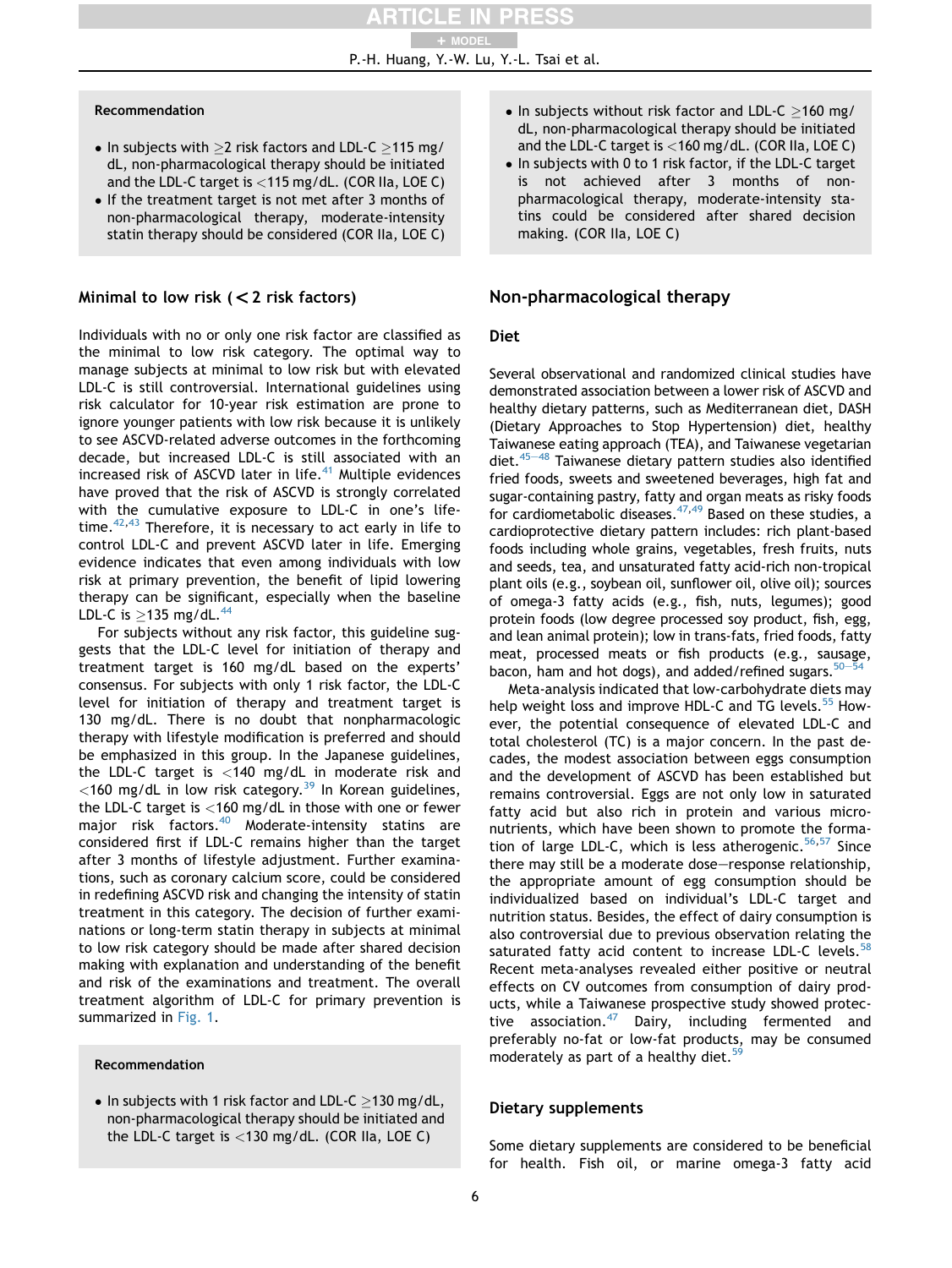**Recommendation**

- In subjects with ≥2 risk factors and LDL-C ≥115 mg/dL, non-pharmacological therapy should be initiated and the LDL-C target is <115 mg/dL. (COR IIa, LOE C)
- If the treatment target is not met after 3 months of non-pharmacological therapy, moderate-intensity statin therapy should be considered (COR IIa, LOE C)

## Minimal to low risk (<2 risk factors)

Individuals with no or only one risk factor are classified as the minimal to low risk category. The optimal way to manage subjects at minimal to low risk but with elevated LDL-C is still controversial. International guidelines using risk calculator for 10-year risk estimation are prone to ignore younger patients with low risk because it is unlikely to see ASCVD-related adverse outcomes in the forthcoming decade, but increased LDL-C is still associated with an increased risk of ASCVD later in life.[41] Multiple evidences have proved that the risk of ASCVD is strongly correlated with the cumulative exposure to LDL-C in one's lifetime.[42,43] Therefore, it is necessary to act early in life to control LDL-C and prevent ASCVD later in life. Emerging evidence indicates that even among individuals with low risk at primary prevention, the benefit of lipid lowering therapy can be significant, especially when the baseline LDL-C is ≥135 mg/dL.[44]

For subjects without any risk factor, this guideline suggests that the LDL-C level for initiation of therapy and treatment target is 160 mg/dL based on the experts' consensus. For subjects with only 1 risk factor, the LDL-C level for initiation of therapy and treatment target is 130 mg/dL. There is no doubt that nonpharmacologic therapy with lifestyle modification is preferred and should be emphasized in this group. In the Japanese guidelines, the LDL-C target is <140 mg/dL in moderate risk and <160 mg/dL in low risk category.[39] In Korean guidelines, the LDL-C target is <160 mg/dL in those with one or fewer major risk factors.[40] Moderate-intensity statins are considered first if LDL-C remains higher than the target after 3 months of lifestyle adjustment. Further examinations, such as coronary calcium score, could be considered in redefining ASCVD risk and changing the intensity of statin treatment in this category. The decision of further examinations or long-term statin therapy in subjects at minimal to low risk category should be made after shared decision making with explanation and understanding of the benefit and risk of the examinations and treatment. The overall treatment algorithm of LDL-C for primary prevention is summarized in Fig. 1.

**Recommendation**

- In subjects with 1 risk factor and LDL-C ≥130 mg/dL, non-pharmacological therapy should be initiated and the LDL-C target is <130 mg/dL. (COR IIa, LOE C)
- In subjects without risk factor and LDL-C ≥160 mg/dL, non-pharmacological therapy should be initiated and the LDL-C target is <160 mg/dL. (COR IIa, LOE C)
- In subjects with 0 to 1 risk factor, if the LDL-C target is not achieved after 3 months of non-pharmacological therapy, moderate-intensity statins could be considered after shared decision making. (COR IIa, LOE C)

## Non-pharmacological therapy

### Diet

Several observational and randomized clinical studies have demonstrated association between a lower risk of ASCVD and healthy dietary patterns, such as Mediterranean diet, DASH (Dietary Approaches to Stop Hypertension) diet, healthy Taiwanese eating approach (TEA), and Taiwanese vegetarian diet.[45–48] Taiwanese dietary pattern studies also identified fried foods, sweets and sweetened beverages, high fat and sugar-containing pastry, fatty and organ meats as risky foods for cardiometabolic diseases.[47,49] Based on these studies, a cardioprotective dietary pattern includes: rich plant-based foods including whole grains, vegetables, fresh fruits, nuts and seeds, tea, and unsaturated fatty acid-rich non-tropical plant oils (e.g., soybean oil, sunflower oil, olive oil); sources of omega-3 fatty acids (e.g., fish, nuts, legumes); good protein foods (low degree processed soy product, fish, egg, and lean animal protein); low in trans-fats, fried foods, fatty meat, processed meats or fish products (e.g., sausage, bacon, ham and hot dogs), and added/refined sugars.[50–54]

Meta-analysis indicated that low-carbohydrate diets may help weight loss and improve HDL-C and TG levels.[55] However, the potential consequence of elevated LDL-C and total cholesterol (TC) is a major concern. In the past decades, the modest association between eggs consumption and the development of ASCVD has been established but remains controversial. Eggs are not only low in saturated fatty acid but also rich in protein and various micronutrients, which have been shown to promote the formation of large LDL-C, which is less atherogenic.[56,57] Since there may still be a moderate dose–response relationship, the appropriate amount of egg consumption should be individualized based on individual's LDL-C target and nutrition status. Besides, the effect of dairy consumption is also controversial due to previous observation relating the saturated fatty acid content to increase LDL-C levels.[58] Recent meta-analyses revealed either positive or neutral effects on CV outcomes from consumption of dairy products, while a Taiwanese prospective study showed protective association.[47] Dairy, including fermented and preferably no-fat or low-fat products, may be consumed moderately as part of a healthy diet.[59]

### Dietary supplements

Some dietary supplements are considered to be beneficial for health. Fish oil, or marine omega-3 fatty acid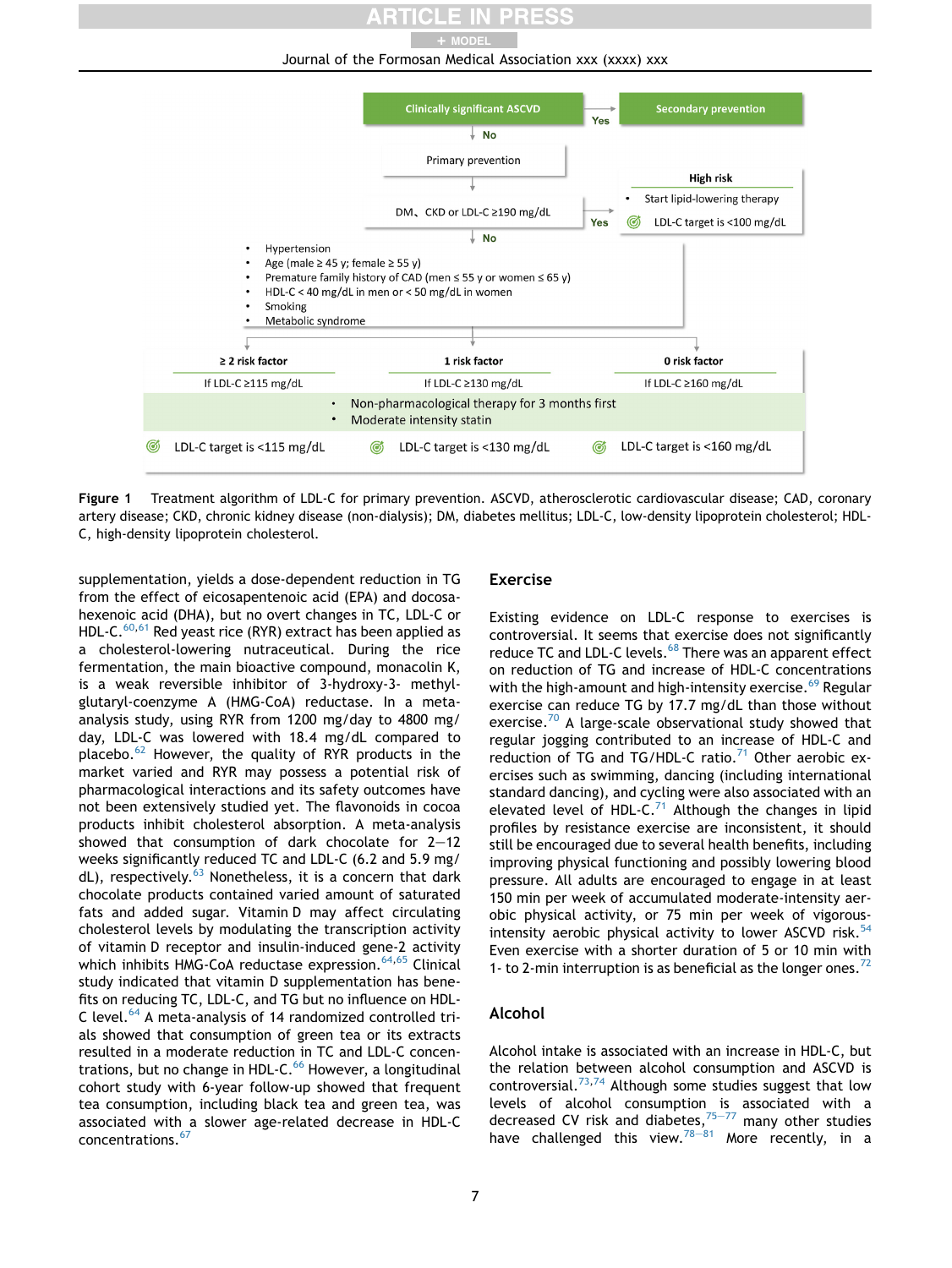Clinically significant ASCVD → Yes → Secondary prevention

No ↓

Primary prevention

↓

DM、CKD or LDL-C ≥190 mg/dL → Yes → **High risk**
- Start lipid-lowering therapy
- LDL-C target is <100 mg/dL

No ↓

- Hypertension
- Age (male ≥ 45 y; female ≥ 55 y)
- Premature family history of CAD (men ≤ 55 y or women ≤ 65 y)
- HDL-C < 40 mg/dL in men or < 50 mg/dL in women
- Smoking
- Metabolic syndrome

| ≥ 2 risk factor | 1 risk factor | 0 risk factor |
| --- | --- | --- |
| If LDL-C ≥115 mg/dL | If LDL-C ≥130 mg/dL | If LDL-C ≥160 mg/dL |

- Non-pharmacological therapy for 3 months first
- Moderate intensity statin

| LDL-C target is <115 mg/dL | LDL-C target is <130 mg/dL | LDL-C target is <160 mg/dL |
| --- | --- | --- |

**Figure 1** Treatment algorithm of LDL-C for primary prevention. ASCVD, atherosclerotic cardiovascular disease; CAD, coronary artery disease; CKD, chronic kidney disease (non-dialysis); DM, diabetes mellitus; LDL-C, low-density lipoprotein cholesterol; HDL-C, high-density lipoprotein cholesterol.

supplementation, yields a dose-dependent reduction in TG from the effect of eicosapentenoic acid (EPA) and docosahexenoic acid (DHA), but no overt changes in TC, LDL-C or HDL-C.[60,61] Red yeast rice (RYR) extract has been applied as a cholesterol-lowering nutraceutical. During the rice fermentation, the main bioactive compound, monacolin K, is a weak reversible inhibitor of 3-hydroxy-3- methylglutaryl-coenzyme A (HMG-CoA) reductase. In a meta-analysis study, using RYR from 1200 mg/day to 4800 mg/day, LDL-C was lowered with 18.4 mg/dL compared to placebo.[62] However, the quality of RYR products in the market varied and RYR may possess a potential risk of pharmacological interactions and its safety outcomes have not been extensively studied yet. The flavonoids in cocoa products inhibit cholesterol absorption. A meta-analysis showed that consumption of dark chocolate for 2–12 weeks significantly reduced TC and LDL-C (6.2 and 5.9 mg/dL), respectively.[63] Nonetheless, it is a concern that dark chocolate products contained varied amount of saturated fats and added sugar. Vitamin D may affect circulating cholesterol levels by modulating the transcription activity of vitamin D receptor and insulin-induced gene-2 activity which inhibits HMG-CoA reductase expression.[64,65] Clinical study indicated that vitamin D supplementation has benefits on reducing TC, LDL-C, and TG but no influence on HDL-C level.[64] A meta-analysis of 14 randomized controlled trials showed that consumption of green tea or its extracts resulted in a moderate reduction in TC and LDL-C concentrations, but no change in HDL-C.[66] However, a longitudinal cohort study with 6-year follow-up showed that frequent tea consumption, including black tea and green tea, was associated with a slower age-related decrease in HDL-C concentrations.[67]

## Exercise

Existing evidence on LDL-C response to exercises is controversial. It seems that exercise does not significantly reduce TC and LDL-C levels.[68] There was an apparent effect on reduction of TG and increase of HDL-C concentrations with the high-amount and high-intensity exercise.[69] Regular exercise can reduce TG by 17.7 mg/dL than those without exercise.[70] A large-scale observational study showed that regular jogging contributed to an increase of HDL-C and reduction of TG and TG/HDL-C ratio.[71] Other aerobic exercises such as swimming, dancing (including international standard dancing), and cycling were also associated with an elevated level of HDL-C.[71] Although the changes in lipid profiles by resistance exercise are inconsistent, it should still be encouraged due to several health benefits, including improving physical functioning and possibly lowering blood pressure. All adults are encouraged to engage in at least 150 min per week of accumulated moderate-intensity aerobic physical activity, or 75 min per week of vigorous-intensity aerobic physical activity to lower ASCVD risk.[54] Even exercise with a shorter duration of 5 or 10 min with 1- to 2-min interruption is as beneficial as the longer ones.[72]

## Alcohol

Alcohol intake is associated with an increase in HDL-C, but the relation between alcohol consumption and ASCVD is controversial.[73,74] Although some studies suggest that low levels of alcohol consumption is associated with a decreased CV risk and diabetes,[75–77] many other studies have challenged this view.[78–81] More recently, in a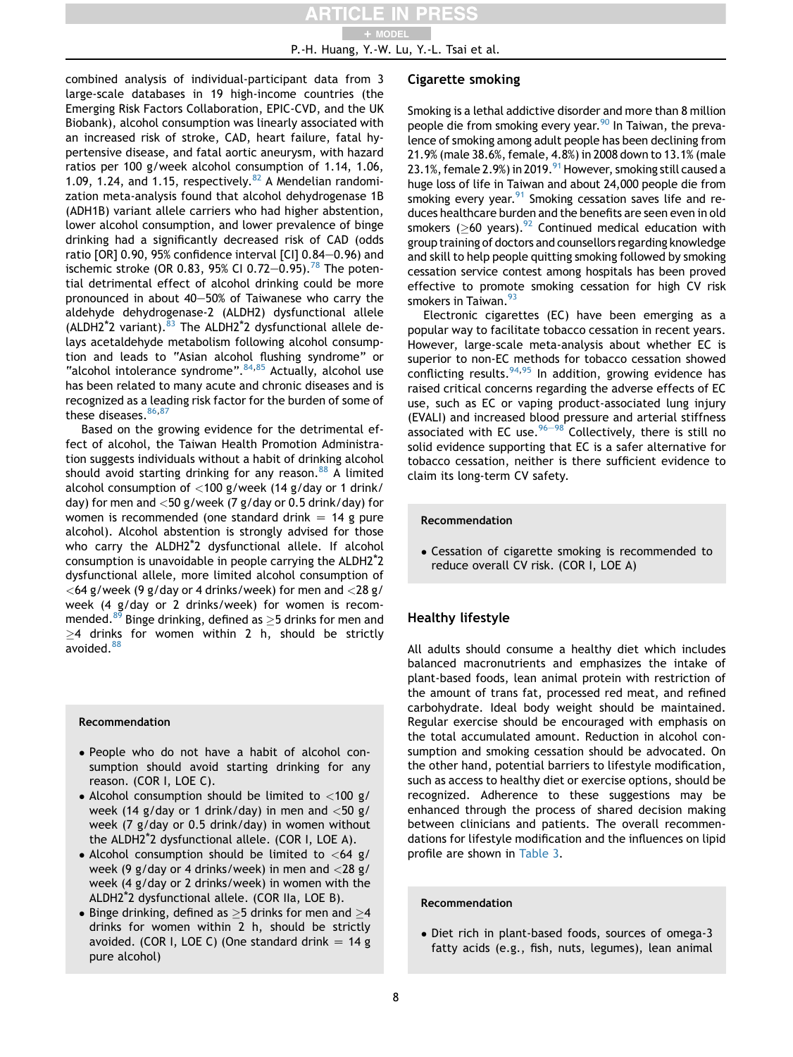combined analysis of individual-participant data from 3 large-scale databases in 19 high-income countries (the Emerging Risk Factors Collaboration, EPIC-CVD, and the UK Biobank), alcohol consumption was linearly associated with an increased risk of stroke, CAD, heart failure, fatal hypertensive disease, and fatal aortic aneurysm, with hazard ratios per 100 g/week alcohol consumption of 1.14, 1.06, 1.09, 1.24, and 1.15, respectively.[82] A Mendelian randomization meta-analysis found that alcohol dehydrogenase 1B (ADH1B) variant allele carriers who had higher abstention, lower alcohol consumption, and lower prevalence of binge drinking had a significantly decreased risk of CAD (odds ratio [OR] 0.90, 95% confidence interval [CI] 0.84–0.96) and ischemic stroke (OR 0.83, 95% CI 0.72–0.95).[78] The potential detrimental effect of alcohol drinking could be more pronounced in about 40–50% of Taiwanese who carry the aldehyde dehydrogenase-2 (ALDH2) dysfunctional allele (ALDH2*2 variant).[83] The ALDH2*2 dysfunctional allele delays acetaldehyde metabolism following alcohol consumption and leads to "Asian alcohol flushing syndrome" or "alcohol intolerance syndrome".[84,85] Actually, alcohol use has been related to many acute and chronic diseases and is recognized as a leading risk factor for the burden of some of these diseases.[86,87]

Based on the growing evidence for the detrimental effect of alcohol, the Taiwan Health Promotion Administration suggests individuals without a habit of drinking alcohol should avoid starting drinking for any reason.[88] A limited alcohol consumption of <100 g/week (14 g/day or 1 drink/day) for men and <50 g/week (7 g/day or 0.5 drink/day) for women is recommended (one standard drink = 14 g pure alcohol). Alcohol abstention is strongly advised for those who carry the ALDH2*2 dysfunctional allele. If alcohol consumption is unavoidable in people carrying the ALDH2*2 dysfunctional allele, more limited alcohol consumption of <64 g/week (9 g/day or 4 drinks/week) for men and <28 g/week (4 g/day or 2 drinks/week) for women is recommended.[89] Binge drinking, defined as ≥5 drinks for men and ≥4 drinks for women within 2 h, should be strictly avoided.[88]

**Recommendation**

- People who do not have a habit of alcohol consumption should avoid starting drinking for any reason. (COR I, LOE C).
- Alcohol consumption should be limited to <100 g/week (14 g/day or 1 drink/day) in men and <50 g/week (7 g/day or 0.5 drink/day) in women without the ALDH2*2 dysfunctional allele. (COR I, LOE A).
- Alcohol consumption should be limited to <64 g/week (9 g/day or 4 drinks/week) in men and <28 g/week (4 g/day or 2 drinks/week) in women with the ALDH2*2 dysfunctional allele. (COR IIa, LOE B).
- Binge drinking, defined as ≥5 drinks for men and ≥4 drinks for women within 2 h, should be strictly avoided. (COR I, LOE C) (One standard drink = 14 g pure alcohol)

## Cigarette smoking

Smoking is a lethal addictive disorder and more than 8 million people die from smoking every year.[90] In Taiwan, the prevalence of smoking among adult people has been declining from 21.9% (male 38.6%, female, 4.8%) in 2008 down to 13.1% (male 23.1%, female 2.9%) in 2019.[91] However, smoking still caused a huge loss of life in Taiwan and about 24,000 people die from smoking every year.[91] Smoking cessation saves life and reduces healthcare burden and the benefits are seen even in old smokers (≥60 years).[92] Continued medical education with group training of doctors and counsellors regarding knowledge and skill to help people quitting smoking followed by smoking cessation service contest among hospitals has been proved effective to promote smoking cessation for high CV risk smokers in Taiwan.[93]

Electronic cigarettes (EC) have been emerging as a popular way to facilitate tobacco cessation in recent years. However, large-scale meta-analysis about whether EC is superior to non-EC methods for tobacco cessation showed conflicting results.[94,95] In addition, growing evidence has raised critical concerns regarding the adverse effects of EC use, such as EC or vaping product-associated lung injury (EVALI) and increased blood pressure and arterial stiffness associated with EC use.[96–98] Collectively, there is still no solid evidence supporting that EC is a safer alternative for tobacco cessation, neither is there sufficient evidence to claim its long-term CV safety.

**Recommendation**

- Cessation of cigarette smoking is recommended to reduce overall CV risk. (COR I, LOE A)

## Healthy lifestyle

All adults should consume a healthy diet which includes balanced macronutrients and emphasizes the intake of plant-based foods, lean animal protein with restriction of the amount of trans fat, processed red meat, and refined carbohydrate. Ideal body weight should be maintained. Regular exercise should be encouraged with emphasis on the total accumulated amount. Reduction in alcohol consumption and smoking cessation should be advocated. On the other hand, potential barriers to lifestyle modification, such as access to healthy diet or exercise options, should be recognized. Adherence to these suggestions may be enhanced through the process of shared decision making between clinicians and patients. The overall recommendations for lifestyle modification and the influences on lipid profile are shown in Table 3.

**Recommendation**

- Diet rich in plant-based foods, sources of omega-3 fatty acids (e.g., fish, nuts, legumes), lean animal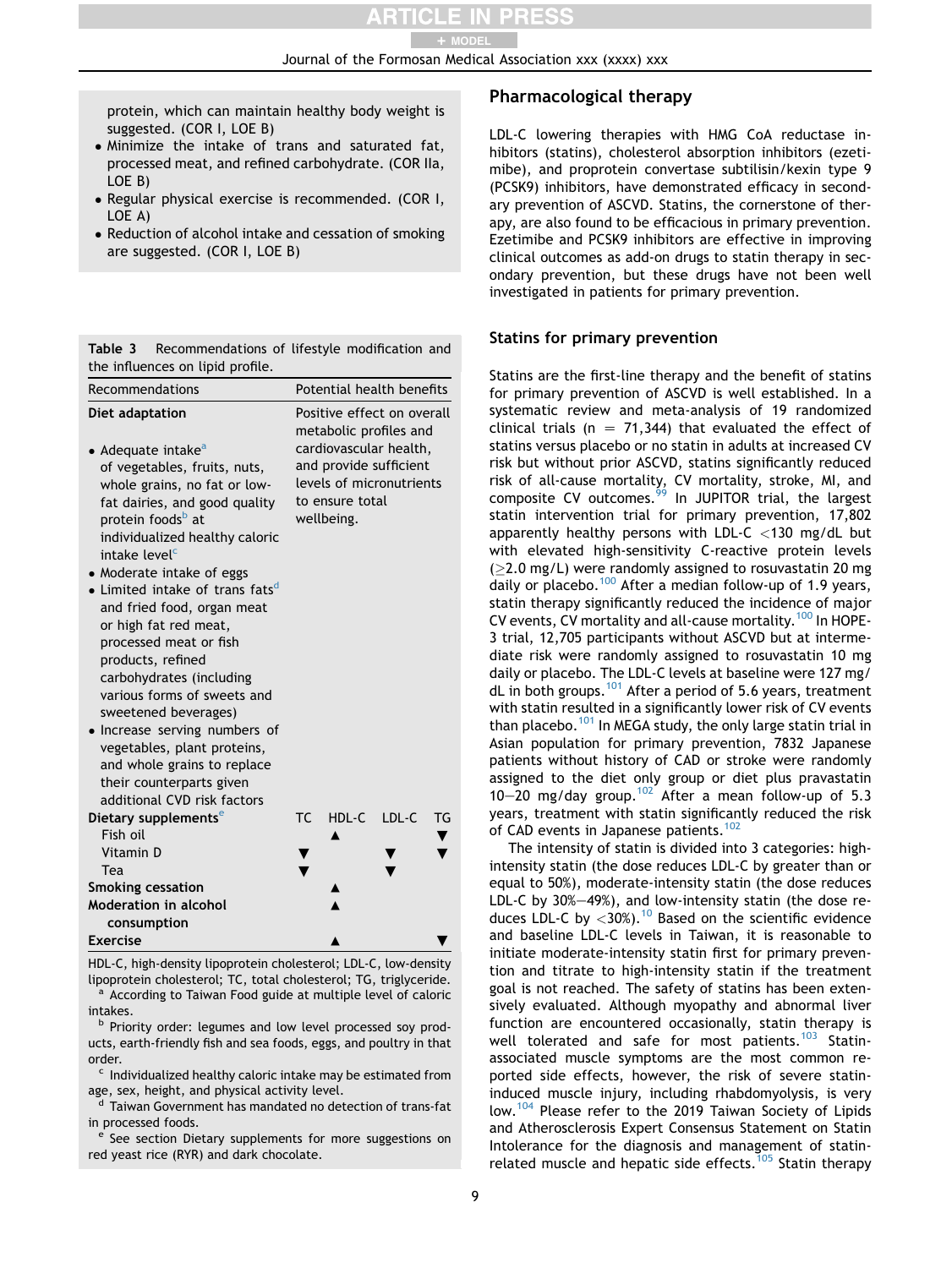protein, which can maintain healthy body weight is suggested. (COR I, LOE B)

- Minimize the intake of trans and saturated fat, processed meat, and refined carbohydrate. (COR IIa, LOE B)
- Regular physical exercise is recommended. (COR I, LOE A)
- Reduction of alcohol intake and cessation of smoking are suggested. (COR I, LOE B)

Table 3 Recommendations of lifestyle modification and the influences on lipid profile.

| Recommendations | Potential health benefits | | | |
|---|---|---|---|---|
| **Diet adaptation**<br>• Adequate intake[a] of vegetables, fruits, nuts, whole grains, no fat or low-fat dairies, and good quality protein foods[b] at individualized healthy caloric intake level[c]<br>• Moderate intake of eggs<br>• Limited intake of trans fats[d] and fried food, organ meat or high fat red meat, processed meat or fish products, refined carbohydrates (including various forms of sweets and sweetened beverages)<br>• Increase serving numbers of vegetables, plant proteins, and whole grains to replace their counterparts given additional CVD risk factors | Positive effect on overall metabolic profiles and cardiovascular health, and provide sufficient levels of micronutrients to ensure total wellbeing. | | | |
| **Dietary supplements**[e] | TC | HDL-C | LDL-C | TG |
| Fish oil | | ▲ | | ▼ |
| Vitamin D | ▼ | | ▼ | ▼ |
| Tea | ▼ | | ▼ | |
| **Smoking cessation** | | ▲ | | |
| **Moderation in alcohol consumption** | | ▲ | | |
| **Exercise** | | ▲ | | ▼ |

HDL-C, high-density lipoprotein cholesterol; LDL-C, low-density lipoprotein cholesterol; TC, total cholesterol; TG, triglyceride.
[a] According to Taiwan Food guide at multiple level of caloric intakes.
[b] Priority order: legumes and low level processed soy products, earth-friendly fish and sea foods, eggs, and poultry in that order.
[c] Individualized healthy caloric intake may be estimated from age, sex, height, and physical activity level.
[d] Taiwan Government has mandated no detection of trans-fat in processed foods.
[e] See section Dietary supplements for more suggestions on red yeast rice (RYR) and dark chocolate.

## Pharmacological therapy

LDL-C lowering therapies with HMG CoA reductase inhibitors (statins), cholesterol absorption inhibitors (ezetimibe), and proprotein convertase subtilisin/kexin type 9 (PCSK9) inhibitors, have demonstrated efficacy in secondary prevention of ASCVD. Statins, the cornerstone of therapy, are also found to be efficacious in primary prevention. Ezetimibe and PCSK9 inhibitors are effective in improving clinical outcomes as add-on drugs to statin therapy in secondary prevention, but these drugs have not been well investigated in patients for primary prevention.

### Statins for primary prevention

Statins are the first-line therapy and the benefit of statins for primary prevention of ASCVD is well established. In a systematic review and meta-analysis of 19 randomized clinical trials (n = 71,344) that evaluated the effect of statins versus placebo or no statin in adults at increased CV risk but without prior ASCVD, statins significantly reduced risk of all-cause mortality, CV mortality, stroke, MI, and composite CV outcomes.[99] In JUPITOR trial, the largest statin intervention trial for primary prevention, 17,802 apparently healthy persons with LDL-C <130 mg/dL but with elevated high-sensitivity C-reactive protein levels (≥2.0 mg/L) were randomly assigned to rosuvastatin 20 mg daily or placebo.[100] After a median follow-up of 1.9 years, statin therapy significantly reduced the incidence of major CV events, CV mortality and all-cause mortality.[100] In HOPE-3 trial, 12,705 participants without ASCVD but at intermediate risk were randomly assigned to rosuvastatin 10 mg daily or placebo. The LDL-C levels at baseline were 127 mg/dL in both groups.[101] After a period of 5.6 years, treatment with statin resulted in a significantly lower risk of CV events than placebo.[101] In MEGA study, the only large statin trial in Asian population for primary prevention, 7832 Japanese patients without history of CAD or stroke were randomly assigned to the diet only group or diet plus pravastatin 10–20 mg/day group.[102] After a mean follow-up of 5.3 years, treatment with statin significantly reduced the risk of CAD events in Japanese patients.[102]

The intensity of statin is divided into 3 categories: high-intensity statin (the dose reduces LDL-C by greater than or equal to 50%), moderate-intensity statin (the dose reduces LDL-C by 30%–49%), and low-intensity statin (the dose reduces LDL-C by <30%).[10] Based on the scientific evidence and baseline LDL-C levels in Taiwan, it is reasonable to initiate moderate-intensity statin first for primary prevention and titrate to high-intensity statin if the treatment goal is not reached. The safety of statins has been extensively evaluated. Although myopathy and abnormal liver function are encountered occasionally, statin therapy is well tolerated and safe for most patients.[103] Statin-associated muscle symptoms are the most common reported side effects, however, the risk of severe statin-induced muscle injury, including rhabdomyolysis, is very low.[104] Please refer to the 2019 Taiwan Society of Lipids and Atherosclerosis Expert Consensus Statement on Statin Intolerance for the diagnosis and management of statin-related muscle and hepatic side effects.[105] Statin therapy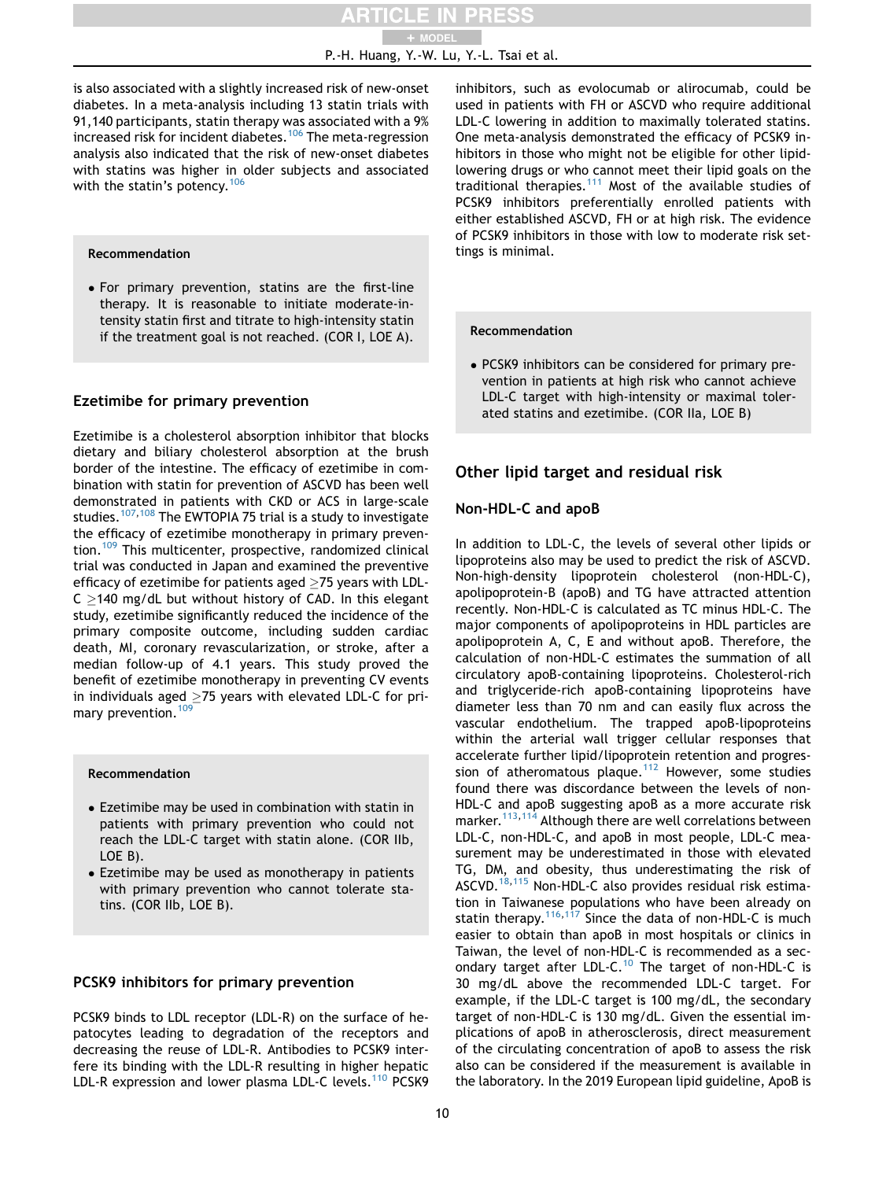is also associated with a slightly increased risk of new-onset diabetes. In a meta-analysis including 13 statin trials with 91,140 participants, statin therapy was associated with a 9% increased risk for incident diabetes.[106] The meta-regression analysis also indicated that the risk of new-onset diabetes with statins was higher in older subjects and associated with the statin's potency.[106]

> **Recommendation**
>
> - For primary prevention, statins are the first-line therapy. It is reasonable to initiate moderate-intensity statin first and titrate to high-intensity statin if the treatment goal is not reached. (COR I, LOE A).

## Ezetimibe for primary prevention

Ezetimibe is a cholesterol absorption inhibitor that blocks dietary and biliary cholesterol absorption at the brush border of the intestine. The efficacy of ezetimibe in combination with statin for prevention of ASCVD has been well demonstrated in patients with CKD or ACS in large-scale studies.[107,108] The EWTOPIA 75 trial is a study to investigate the efficacy of ezetimibe monotherapy in primary prevention.[109] This multicenter, prospective, randomized clinical trial was conducted in Japan and examined the preventive efficacy of ezetimibe for patients aged ≥75 years with LDL-C ≥140 mg/dL but without history of CAD. In this elegant study, ezetimibe significantly reduced the incidence of the primary composite outcome, including sudden cardiac death, MI, coronary revascularization, or stroke, after a median follow-up of 4.1 years. This study proved the benefit of ezetimibe monotherapy in preventing CV events in individuals aged ≥75 years with elevated LDL-C for primary prevention.[109]

> **Recommendation**
>
> - Ezetimibe may be used in combination with statin in patients with primary prevention who could not reach the LDL-C target with statin alone. (COR IIb, LOE B).
> - Ezetimibe may be used as monotherapy in patients with primary prevention who cannot tolerate statins. (COR IIb, LOE B).

## PCSK9 inhibitors for primary prevention

PCSK9 binds to LDL receptor (LDL-R) on the surface of hepatocytes leading to degradation of the receptors and decreasing the reuse of LDL-R. Antibodies to PCSK9 interfere its binding with the LDL-R resulting in higher hepatic LDL-R expression and lower plasma LDL-C levels.[110] PCSK9 inhibitors, such as evolocumab or alirocumab, could be used in patients with FH or ASCVD who require additional LDL-C lowering in addition to maximally tolerated statins. One meta-analysis demonstrated the efficacy of PCSK9 inhibitors in those who might not be eligible for other lipid-lowering drugs or who cannot meet their lipid goals on the traditional therapies.[111] Most of the available studies of PCSK9 inhibitors preferentially enrolled patients with either established ASCVD, FH or at high risk. The evidence of PCSK9 inhibitors in those with low to moderate risk settings is minimal.

> **Recommendation**
>
> - PCSK9 inhibitors can be considered for primary prevention in patients at high risk who cannot achieve LDL-C target with high-intensity or maximal tolerated statins and ezetimibe. (COR IIa, LOE B)

## Other lipid target and residual risk

### Non-HDL-C and apoB

In addition to LDL-C, the levels of several other lipids or lipoproteins also may be used to predict the risk of ASCVD. Non-high-density lipoprotein cholesterol (non-HDL-C), apolipoprotein-B (apoB) and TG have attracted attention recently. Non-HDL-C is calculated as TC minus HDL-C. The major components of apolipoproteins in HDL particles are apolipoprotein A, C, E and without apoB. Therefore, the calculation of non-HDL-C estimates the summation of all circulatory apoB-containing lipoproteins. Cholesterol-rich and triglyceride-rich apoB-containing lipoproteins have diameter less than 70 nm and can easily flux across the vascular endothelium. The trapped apoB-lipoproteins within the arterial wall trigger cellular responses that accelerate further lipid/lipoprotein retention and progression of atheromatous plaque.[112] However, some studies found there was discordance between the levels of non-HDL-C and apoB suggesting apoB as a more accurate risk marker.[113,114] Although there are well correlations between LDL-C, non-HDL-C, and apoB in most people, LDL-C measurement may be underestimated in those with elevated TG, DM, and obesity, thus underestimating the risk of ASCVD.[18,115] Non-HDL-C also provides residual risk estimation in Taiwanese populations who have been already on statin therapy.[116,117] Since the data of non-HDL-C is much easier to obtain than apoB in most hospitals or clinics in Taiwan, the level of non-HDL-C is recommended as a secondary target after LDL-C.[10] The target of non-HDL-C is 30 mg/dL above the recommended LDL-C target. For example, if the LDL-C target is 100 mg/dL, the secondary target of non-HDL-C is 130 mg/dL. Given the essential implications of apoB in atherosclerosis, direct measurement of the circulating concentration of apoB to assess the risk also can be considered if the measurement is available in the laboratory. In the 2019 European lipid guideline, ApoB is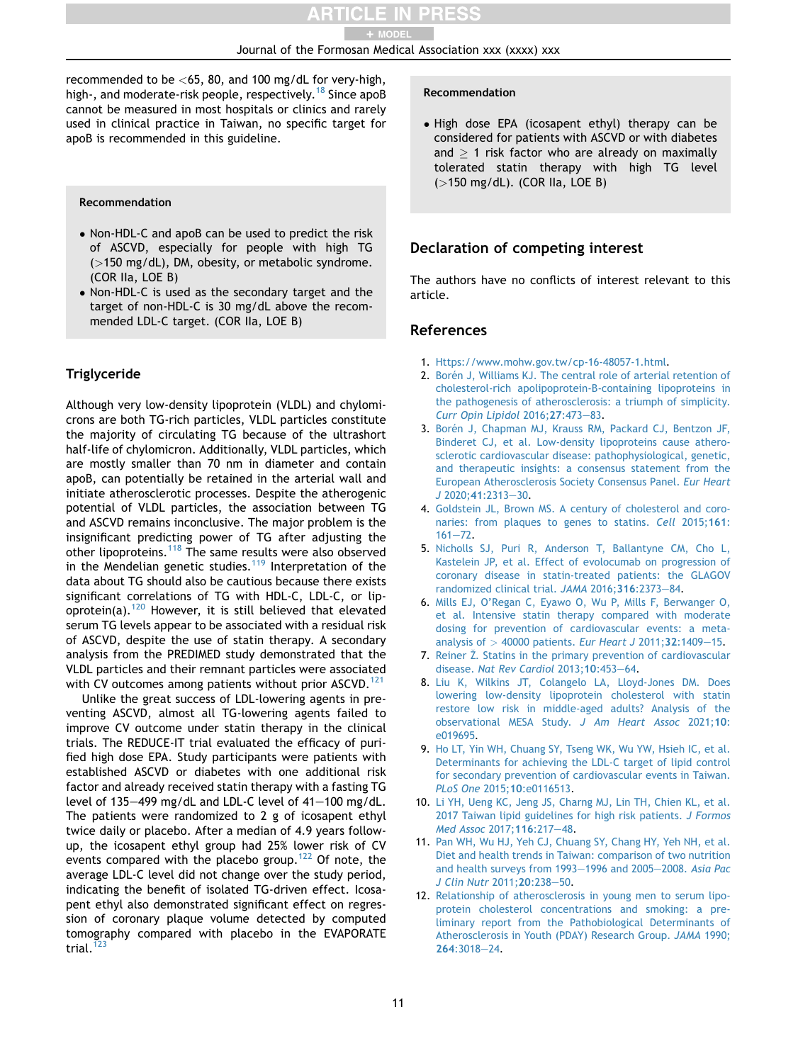recommended to be <65, 80, and 100 mg/dL for very-high, high-, and moderate-risk people, respectively.[18] Since apoB cannot be measured in most hospitals or clinics and rarely used in clinical practice in Taiwan, no specific target for apoB is recommended in this guideline.

> **Recommendation**
>
> - Non-HDL-C and apoB can be used to predict the risk of ASCVD, especially for people with high TG (>150 mg/dL), DM, obesity, or metabolic syndrome. (COR IIa, LOE B)
> - Non-HDL-C is used as the secondary target and the target of non-HDL-C is 30 mg/dL above the recommended LDL-C target. (COR IIa, LOE B)

## Triglyceride

Although very low-density lipoprotein (VLDL) and chylomicrons are both TG-rich particles, VLDL particles constitute the majority of circulating TG because of the ultrashort half-life of chylomicron. Additionally, VLDL particles, which are mostly smaller than 70 nm in diameter and contain apoB, can potentially be retained in the arterial wall and initiate atherosclerotic processes. Despite the atherogenic potential of VLDL particles, the association between TG and ASCVD remains inconclusive. The major problem is the insignificant predicting power of TG after adjusting the other lipoproteins.[118] The same results were also observed in the Mendelian genetic studies.[119] Interpretation of the data about TG should also be cautious because there exists significant correlations of TG with HDL-C, LDL-C, or lipoprotein(a).[120] However, it is still believed that elevated serum TG levels appear to be associated with a residual risk of ASCVD, despite the use of statin therapy. A secondary analysis from the PREDIMED study demonstrated that the VLDL particles and their remnant particles were associated with CV outcomes among patients without prior ASCVD.[121]

Unlike the great success of LDL-lowering agents in preventing ASCVD, almost all TG-lowering agents failed to improve CV outcome under statin therapy in the clinical trials. The REDUCE-IT trial evaluated the efficacy of purified high dose EPA. Study participants were patients with established ASCVD or diabetes with one additional risk factor and already received statin therapy with a fasting TG level of 135–499 mg/dL and LDL-C level of 41–100 mg/dL. The patients were randomized to 2 g of icosapent ethyl twice daily or placebo. After a median of 4.9 years follow-up, the icosapent ethyl group had 25% lower risk of CV events compared with the placebo group.[122] Of note, the average LDL-C level did not change over the study period, indicating the benefit of isolated TG-driven effect. Icosapent ethyl also demonstrated significant effect on regression of coronary plaque volume detected by computed tomography compared with placebo in the EVAPORATE trial.[123]

> **Recommendation**
>
> - High dose EPA (icosapent ethyl) therapy can be considered for patients with ASCVD or with diabetes and ≥ 1 risk factor who are already on maximally tolerated statin therapy with high TG level (>150 mg/dL). (COR IIa, LOE B)

## Declaration of competing interest

The authors have no conflicts of interest relevant to this article.

## References

1. Https://www.mohw.gov.tw/cp-16-48057-1.html.
2. Borén J, Williams KJ. The central role of arterial retention of cholesterol-rich apolipoprotein-B-containing lipoproteins in the pathogenesis of atherosclerosis: a triumph of simplicity. *Curr Opin Lipidol* 2016;**27**:473–83.
3. Borén J, Chapman MJ, Krauss RM, Packard CJ, Bentzon JF, Binderet CJ, et al. Low-density lipoproteins cause atherosclerotic cardiovascular disease: pathophysiological, genetic, and therapeutic insights: a consensus statement from the European Atherosclerosis Society Consensus Panel. *Eur Heart J* 2020;**41**:2313–30.
4. Goldstein JL, Brown MS. A century of cholesterol and coronaries: from plaques to genes to statins. *Cell* 2015;**161**:161–72.
5. Nicholls SJ, Puri R, Anderson T, Ballantyne CM, Cho L, Kastelein JP, et al. Effect of evolocumab on progression of coronary disease in statin-treated patients: the GLAGOV randomized clinical trial. *JAMA* 2016;**316**:2373–84.
6. Mills EJ, O'Regan C, Eyawo O, Wu P, Mills F, Berwanger O, et al. Intensive statin therapy compared with moderate dosing for prevention of cardiovascular events: a meta-analysis of > 40000 patients. *Eur Heart J* 2011;**32**:1409–15.
7. Reiner Ž. Statins in the primary prevention of cardiovascular disease. *Nat Rev Cardiol* 2013;**10**:453–64.
8. Liu K, Wilkins JT, Colangelo LA, Lloyd-Jones DM. Does lowering low-density lipoprotein cholesterol with statin restore low risk in middle-aged adults? Analysis of the observational MESA Study. *J Am Heart Assoc* 2021;**10**:e019695.
9. Ho LT, Yin WH, Chuang SY, Tseng WK, Wu YW, Hsieh IC, et al. Determinants for achieving the LDL-C target of lipid control for secondary prevention of cardiovascular events in Taiwan. *PLoS One* 2015;**10**:e0116513.
10. Li YH, Ueng KC, Jeng JS, Charng MJ, Lin TH, Chien KL, et al. 2017 Taiwan lipid guidelines for high risk patients. *J Formos Med Assoc* 2017;**116**:217–48.
11. Pan WH, Wu HJ, Yeh CJ, Chuang SY, Chang HY, Yeh NH, et al. Diet and health trends in Taiwan: comparison of two nutrition and health surveys from 1993–1996 and 2005–2008. *Asia Pac J Clin Nutr* 2011;**20**:238–50.
12. Relationship of atherosclerosis in young men to serum lipoprotein cholesterol concentrations and smoking: a preliminary report from the Pathobiological Determinants of Atherosclerosis in Youth (PDAY) Research Group. *JAMA* 1990;**264**:3018–24.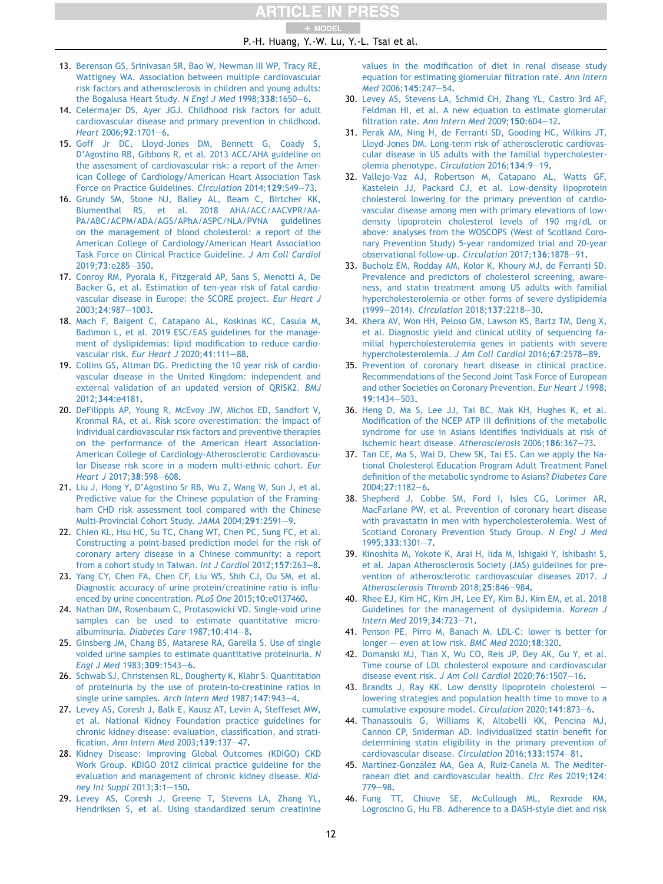13. Berenson GS, Srinivasan SR, Bao W, Newman III WP, Tracy RE, Wattigney WA. Association between multiple cardiovascular risk factors and atherosclerosis in children and young adults: the Bogalusa Heart Study. *N Engl J Med* 1998;**338**:1650–6.
14. Celermajer DS, Ayer JGJ. Childhood risk factors for adult cardiovascular disease and primary prevention in childhood. *Heart* 2006;**92**:1701–6.
15. Goff Jr DC, Lloyd-Jones DM, Bennett G, Coady S, D'Agostino RB, Gibbons R, et al. 2013 ACC/AHA guideline on the assessment of cardiovascular risk: a report of the American College of Cardiology/American Heart Association Task Force on Practice Guidelines. *Circulation* 2014;**129**:S49–73.
16. Grundy SM, Stone NJ, Bailey AL, Beam C, Birtcher KK, Blumenthal RS, et al. 2018 AHA/ACC/AACVPR/AAPA/ABC/ACPM/ADA/AGS/APhA/ASPC/NLA/PVNA guidelines on the management of blood cholesterol: a report of the American College of Cardiology/American Heart Association Task Force on Clinical Practice Guideline. *J Am Coll Cardiol* 2019;**73**:e285–350.
17. Conroy RM, Pyorala K, Fitzgerald AP, Sans S, Menotti A, De Backer G, et al. Estimation of ten-year risk of fatal cardiovascular disease in Europe: the SCORE project. *Eur Heart J* 2003;**24**:987–1003.
18. Mach F, Baigent C, Catapano AL, Koskinas KC, Casula M, Badimon L, et al. 2019 ESC/EAS guidelines for the management of dyslipidemias: lipid modification to reduce cardiovascular risk. *Eur Heart J* 2020;**41**:111–88.
19. Collins GS, Altman DG. Predicting the 10 year risk of cardiovascular disease in the United Kingdom: independent and external validation of an updated version of QRISK2. *BMJ* 2012;**344**:e4181.
20. DeFilippis AP, Young R, McEvoy JW, Michos ED, Sandfort V, Kronmal RA, et al. Risk score overestimation: the impact of individual cardiovascular risk factors and preventive therapies on the performance of the American Heart Association-American College of Cardiology-Atherosclerotic Cardiovascular Disease risk score in a modern multi-ethnic cohort. *Eur Heart J* 2017;**38**:598–608.
21. Liu J, Hong Y, D'Agostino Sr RB, Wu Z, Wang W, Sun J, et al. Predictive value for the Chinese population of the Framingham CHD risk assessment tool compared with the Chinese Multi-Provincial Cohort Study. *JAMA* 2004;**291**:2591–9.
22. Chien KL, Hsu HC, Su TC, Chang WT, Chen PC, Sung FC, et al. Constructing a point-based prediction model for the risk of coronary artery disease in a Chinese community: a report from a cohort study in Taiwan. *Int J Cardiol* 2012;**157**:263–8.
23. Yang CY, Chen FA, Chen CF, Liu WS, Shih CJ, Ou SM, et al. Diagnostic accuracy of urine protein/creatinine ratio is influenced by urine concentration. *PLoS One* 2015;**10**:e0137460.
24. Nathan DM, Rosenbaum C, Protasowicki VD. Single-void urine samples can be used to estimate quantitative microalbuminuria. *Diabetes Care* 1987;**10**:414–8.
25. Ginsberg JM, Chang BS, Matarese RA, Garella S. Use of single voided urine samples to estimate quantitative proteinuria. *N Engl J Med* 1983;**309**:1543–6.
26. Schwab SJ, Christensen RL, Dougherty K, Klahr S. Quantitation of proteinuria by the use of protein-to-creatinine ratios in single urine samples. *Arch Intern Med* 1987;**147**:943–4.
27. Levey AS, Coresh J, Balk E, Kausz AT, Levin A, Steffeset MW, et al. National Kidney Foundation practice guidelines for chronic kidney disease: evaluation, classification, and stratification. *Ann Intern Med* 2003;**139**:137–47.
28. Kidney Disease: Improving Global Outcomes (KDIGO) CKD Work Group. KDIGO 2012 clinical practice guideline for the evaluation and management of chronic kidney disease. *Kidney Int Suppl* 2013;**3**:1–150.
29. Levey AS, Coresh J, Greene T, Stevens LA, Zhang YL, Hendriksen S, et al. Using standardized serum creatinine values in the modification of diet in renal disease study equation for estimating glomerular filtration rate. *Ann Intern Med* 2006;**145**:247–54.
30. Levey AS, Stevens LA, Schmid CH, Zhang YL, Castro 3rd AF, Feldman HI, et al. A new equation to estimate glomerular filtration rate. *Ann Intern Med* 2009;**150**:604–12.
31. Perak AM, Ning H, de Ferranti SD, Gooding HC, Wilkins JT, Lloyd-Jones DM. Long-term risk of atherosclerotic cardiovascular disease in US adults with the familial hypercholesterolemia phenotype. *Circulation* 2016;**134**:9–19.
32. Vallejo-Vaz AJ, Robertson M, Catapano AL, Watts GF, Kastelein JJ, Packard CJ, et al. Low-density lipoprotein cholesterol lowering for the primary prevention of cardiovascular disease among men with primary elevations of low-density lipoprotein cholesterol levels of 190 mg/dL or above: analyses from the WOSCOPS (West of Scotland Coronary Prevention Study) 5-year randomized trial and 20-year observational follow-up. *Circulation* 2017;**136**:1878–91.
33. Bucholz EM, Rodday AM, Kolor K, Khoury MJ, de Ferranti SD. Prevalence and predictors of cholesterol screening, awareness, and statin treatment among US adults with familial hypercholesterolemia or other forms of severe dyslipidemia (1999–2014). *Circulation* 2018;**137**:2218–30.
34. Khera AV, Won HH, Peloso GM, Lawson KS, Bartz TM, Deng X, et al. Diagnostic yield and clinical utility of sequencing familial hypercholesterolemia genes in patients with severe hypercholesterolemia. *J Am Coll Cardiol* 2016;**67**:2578–89.
35. Prevention of coronary heart disease in clinical practice. Recommendations of the Second Joint Task Force of European and other Societies on Coronary Prevention. *Eur Heart J* 1998;**19**:1434–503.
36. Heng D, Ma S, Lee JJ, Tai BC, Mak KH, Hughes K, et al. Modification of the NCEP ATP III definitions of the metabolic syndrome for use in Asians identifies individuals at risk of ischemic heart disease. *Atherosclerosis* 2006;**186**:367–73.
37. Tan CE, Ma S, Wai D, Chew SK, Tai ES. Can we apply the National Cholesterol Education Program Adult Treatment Panel definition of the metabolic syndrome to Asians? *Diabetes Care* 2004;**27**:1182–6.
38. Shepherd J, Cobbe SM, Ford I, Isles CG, Lorimer AR, MacFarlane PW, et al. Prevention of coronary heart disease with pravastatin in men with hypercholesterolemia. West of Scotland Coronary Prevention Study Group. *N Engl J Med* 1995;**333**:1301–7.
39. Kinoshita M, Yokote K, Arai H, Iida M, Ishigaki Y, Ishibashi S, et al. Japan Atherosclerosis Society (JAS) guidelines for prevention of atherosclerotic cardiovascular diseases 2017. *J Atherosclerosis Thromb* 2018;**25**:846–984.
40. Rhee EJ, Kim HC, Kim JH, Lee EY, Kim BJ, Kim EM, et al. 2018 Guidelines for the management of dyslipidemia. *Korean J Intern Med* 2019;**34**:723–71.
41. Penson PE, Pirro M, Banach M. LDL-C: lower is better for longer — even at low risk. *BMC Med* 2020;**18**:320.
42. Domanski MJ, Tian X, Wu CO, Reis JP, Dey AK, Gu Y, et al. Time course of LDL cholesterol exposure and cardiovascular disease event risk. *J Am Coll Cardiol* 2020;**76**:1507–16.
43. Brandts J, Ray KK. Low density lipoprotein cholesterol — lowering strategies and population health time to move to a cumulative exposure model. *Circulation* 2020;**141**:873–6.
44. Thanassoulis G, Williams K, Altobelli KK, Pencina MJ, Cannon CP, Sniderman AD. Individualized statin benefit for determining statin eligibility in the primary prevention of cardiovascular disease. *Circulation* 2016;**133**:1574–81.
45. Martínez-González MA, Gea A, Ruiz-Canela M. The Mediterranean diet and cardiovascular health. *Circ Res* 2019;**124**:779–98.
46. Fung TT, Chiuve SE, McCullough ML, Rexrode KM, Logroscino G, Hu FB. Adherence to a DASH-style diet and risk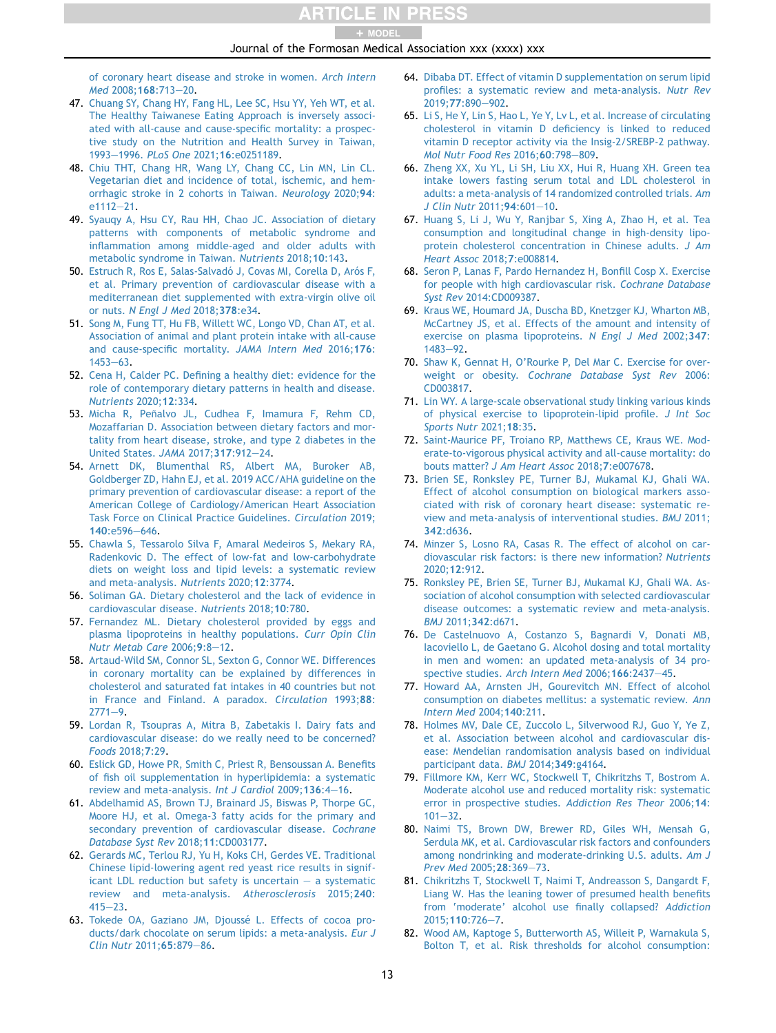of coronary heart disease and stroke in women. *Arch Intern Med* 2008;**168**:713–20.

47. Chuang SY, Chang HY, Fang HL, Lee SC, Hsu YY, Yeh WT, et al. The Healthy Taiwanese Eating Approach is inversely associated with all-cause and cause-specific mortality: a prospective study on the Nutrition and Health Survey in Taiwan, 1993–1996. *PLoS One* 2021;**16**:e0251189.
48. Chiu THT, Chang HR, Wang LY, Chang CC, Lin MN, Lin CL. Vegetarian diet and incidence of total, ischemic, and hemorrhagic stroke in 2 cohorts in Taiwan. *Neurology* 2020;**94**:e1112–21.
49. Syauqy A, Hsu CY, Rau HH, Chao JC. Association of dietary patterns with components of metabolic syndrome and inflammation among middle-aged and older adults with metabolic syndrome in Taiwan. *Nutrients* 2018;**10**:143.
50. Estruch R, Ros E, Salas-Salvadó J, Covas MI, Corella D, Arós F, et al. Primary prevention of cardiovascular disease with a mediterranean diet supplemented with extra-virgin olive oil or nuts. *N Engl J Med* 2018;**378**:e34.
51. Song M, Fung TT, Hu FB, Willett WC, Longo VD, Chan AT, et al. Association of animal and plant protein intake with all-cause and cause-specific mortality. *JAMA Intern Med* 2016;**176**:1453–63.
52. Cena H, Calder PC. Defining a healthy diet: evidence for the role of contemporary dietary patterns in health and disease. *Nutrients* 2020;**12**:334.
53. Micha R, Peñalvo JL, Cudhea F, Imamura F, Rehm CD, Mozaffarian D. Association between dietary factors and mortality from heart disease, stroke, and type 2 diabetes in the United States. *JAMA* 2017;**317**:912–24.
54. Arnett DK, Blumenthal RS, Albert MA, Buroker AB, Goldberger ZD, Hahn EJ, et al. 2019 ACC/AHA guideline on the primary prevention of cardiovascular disease: a report of the American College of Cardiology/American Heart Association Task Force on Clinical Practice Guidelines. *Circulation* 2019;**140**:e596–646.
55. Chawla S, Tessarolo Silva F, Amaral Medeiros S, Mekary RA, Radenkovic D. The effect of low-fat and low-carbohydrate diets on weight loss and lipid levels: a systematic review and meta-analysis. *Nutrients* 2020;**12**:3774.
56. Soliman GA. Dietary cholesterol and the lack of evidence in cardiovascular disease. *Nutrients* 2018;**10**:780.
57. Fernandez ML. Dietary cholesterol provided by eggs and plasma lipoproteins in healthy populations. *Curr Opin Clin Nutr Metab Care* 2006;**9**:8–12.
58. Artaud-Wild SM, Connor SL, Sexton G, Connor WE. Differences in coronary mortality can be explained by differences in cholesterol and saturated fat intakes in 40 countries but not in France and Finland. A paradox. *Circulation* 1993;**88**:2771–9.
59. Lordan R, Tsoupras A, Mitra B, Zabetakis I. Dairy fats and cardiovascular disease: do we really need to be concerned? *Foods* 2018;**7**:29.
60. Eslick GD, Howe PR, Smith C, Priest R, Bensoussan A. Benefits of fish oil supplementation in hyperlipidemia: a systematic review and meta-analysis. *Int J Cardiol* 2009;**136**:4–16.
61. Abdelhamid AS, Brown TJ, Brainard JS, Biswas P, Thorpe GC, Moore HJ, et al. Omega-3 fatty acids for the primary and secondary prevention of cardiovascular disease. *Cochrane Database Syst Rev* 2018;**11**:CD003177.
62. Gerards MC, Terlou RJ, Yu H, Koks CH, Gerdes VE. Traditional Chinese lipid-lowering agent red yeast rice results in significant LDL reduction but safety is uncertain – a systematic review and meta-analysis. *Atherosclerosis* 2015;**240**:415–23.
63. Tokede OA, Gaziano JM, Djoussé L. Effects of cocoa products/dark chocolate on serum lipids: a meta-analysis. *Eur J Clin Nutr* 2011;**65**:879–86.
64. Dibaba DT. Effect of vitamin D supplementation on serum lipid profiles: a systematic review and meta-analysis. *Nutr Rev* 2019;**77**:890–902.
65. Li S, He Y, Lin S, Hao L, Ye Y, Lv L, et al. Increase of circulating cholesterol in vitamin D deficiency is linked to reduced vitamin D receptor activity via the Insig-2/SREBP-2 pathway. *Mol Nutr Food Res* 2016;**60**:798–809.
66. Zheng XX, Xu YL, Li SH, Liu XX, Hui R, Huang XH. Green tea intake lowers fasting serum total and LDL cholesterol in adults: a meta-analysis of 14 randomized controlled trials. *Am J Clin Nutr* 2011;**94**:601–10.
67. Huang S, Li J, Wu Y, Ranjbar S, Xing A, Zhao H, et al. Tea consumption and longitudinal change in high-density lipoprotein cholesterol concentration in Chinese adults. *J Am Heart Assoc* 2018;**7**:e008814.
68. Seron P, Lanas F, Pardo Hernandez H, Bonfill Cosp X. Exercise for people with high cardiovascular risk. *Cochrane Database Syst Rev* 2014:CD009387.
69. Kraus WE, Houmard JA, Duscha BD, Knetzger KJ, Wharton MB, McCartney JS, et al. Effects of the amount and intensity of exercise on plasma lipoproteins. *N Engl J Med* 2002;**347**:1483–92.
70. Shaw K, Gennat H, O'Rourke P, Del Mar C. Exercise for overweight or obesity. *Cochrane Database Syst Rev* 2006:CD003817.
71. Lin WY. A large-scale observational study linking various kinds of physical exercise to lipoprotein-lipid profile. *J Int Soc Sports Nutr* 2021;**18**:35.
72. Saint-Maurice PF, Troiano RP, Matthews CE, Kraus WE. Moderate-to-vigorous physical activity and all-cause mortality: do bouts matter? *J Am Heart Assoc* 2018;**7**:e007678.
73. Brien SE, Ronksley PE, Turner BJ, Mukamal KJ, Ghali WA. Effect of alcohol consumption on biological markers associated with risk of coronary heart disease: systematic review and meta-analysis of interventional studies. *BMJ* 2011;**342**:d636.
74. Minzer S, Losno RA, Casas R. The effect of alcohol on cardiovascular risk factors: is there new information? *Nutrients* 2020;**12**:912.
75. Ronksley PE, Brien SE, Turner BJ, Mukamal KJ, Ghali WA. Association of alcohol consumption with selected cardiovascular disease outcomes: a systematic review and meta-analysis. *BMJ* 2011;**342**:d671.
76. De Castelnuovo A, Costanzo S, Bagnardi V, Donati MB, Iacoviello L, de Gaetano G. Alcohol dosing and total mortality in men and women: an updated meta-analysis of 34 prospective studies. *Arch Intern Med* 2006;**166**:2437–45.
77. Howard AA, Arnsten JH, Gourevitch MN. Effect of alcohol consumption on diabetes mellitus: a systematic review. *Ann Intern Med* 2004;**140**:211.
78. Holmes MV, Dale CE, Zuccolo L, Silverwood RJ, Guo Y, Ye Z, et al. Association between alcohol and cardiovascular disease: Mendelian randomisation analysis based on individual participant data. *BMJ* 2014;**349**:g4164.
79. Fillmore KM, Kerr WC, Stockwell T, Chikritzhs T, Bostrom A. Moderate alcohol use and reduced mortality risk: systematic error in prospective studies. *Addiction Res Theor* 2006;**14**:101–32.
80. Naimi TS, Brown DW, Brewer RD, Giles WH, Mensah G, Serdula MK, et al. Cardiovascular risk factors and confounders among nondrinking and moderate-drinking U.S. adults. *Am J Prev Med* 2005;**28**:369–73.
81. Chikritzhs T, Stockwell T, Naimi T, Andreasson S, Dangardt F, Liang W. Has the leaning tower of presumed health benefits from 'moderate' alcohol use finally collapsed? *Addiction* 2015;**110**:726–7.
82. Wood AM, Kaptoge S, Butterworth AS, Willeit P, Warnakula S, Bolton T, et al. Risk thresholds for alcohol consumption: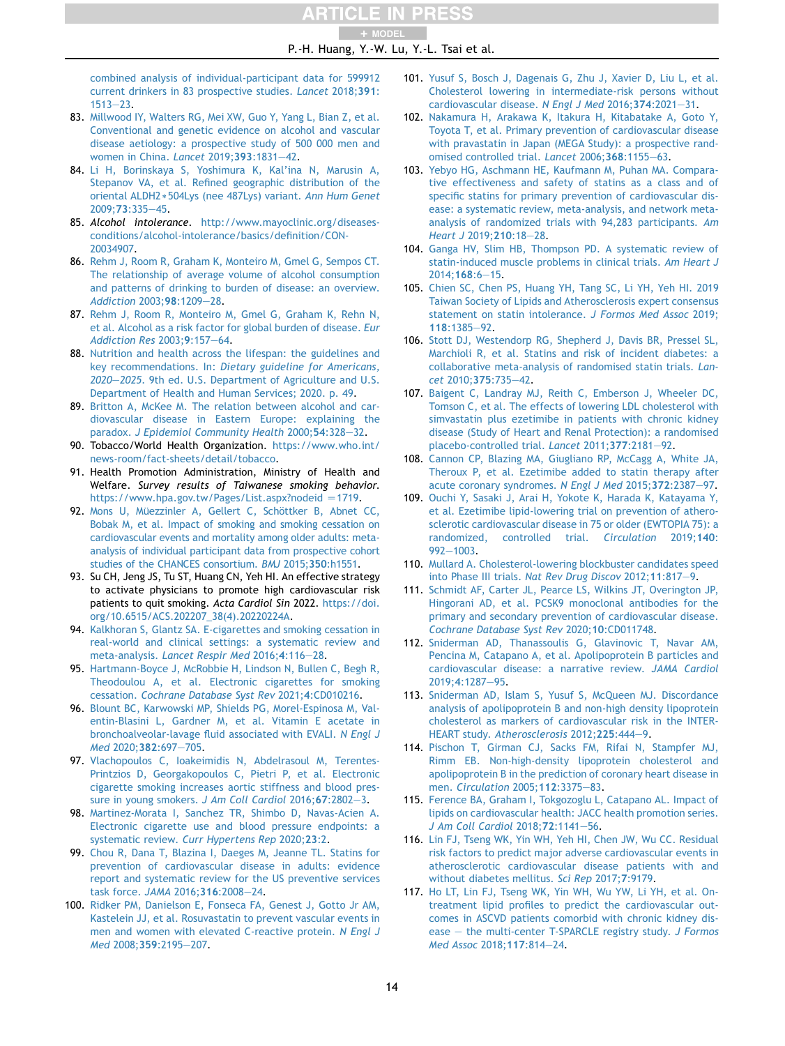combined analysis of individual-participant data for 599912 current drinkers in 83 prospective studies. *Lancet* 2018;**391**:1513–23.

83. Millwood IY, Walters RG, Mei XW, Guo Y, Yang L, Bian Z, et al. Conventional and genetic evidence on alcohol and vascular disease aetiology: a prospective study of 500 000 men and women in China. *Lancet* 2019;**393**:1831–42.
84. Li H, Borinskaya S, Yoshimura K, Kal'ina N, Marusin A, Stepanov VA, et al. Refined geographic distribution of the oriental ALDH2*504Lys (nee 487Lys) variant. *Ann Hum Genet* 2009;**73**:335–45.
85. *Alcohol intolerance*. http://www.mayoclinic.org/diseases-conditions/alcohol-intolerance/basics/definition/CON-20034907.
86. Rehm J, Room R, Graham K, Monteiro M, Gmel G, Sempos CT. The relationship of average volume of alcohol consumption and patterns of drinking to burden of disease: an overview. *Addiction* 2003;**98**:1209–28.
87. Rehm J, Room R, Monteiro M, Gmel G, Graham K, Rehn N, et al. Alcohol as a risk factor for global burden of disease. *Eur Addiction Res* 2003;**9**:157–64.
88. Nutrition and health across the lifespan: the guidelines and key recommendations. In: *Dietary guideline for Americans, 2020–2025*. 9th ed. U.S. Department of Agriculture and U.S. Department of Health and Human Services; 2020. p. 49.
89. Britton A, McKee M. The relation between alcohol and cardiovascular disease in Eastern Europe: explaining the paradox. *J Epidemiol Community Health* 2000;**54**:328–32.
90. Tobacco/World Health Organization. https://www.who.int/news-room/fact-sheets/detail/tobacco.
91. Health Promotion Administration, Ministry of Health and Welfare. *Survey results of Taiwanese smoking behavior*. https://www.hpa.gov.tw/Pages/List.aspx?nodeid =1719.
92. Mons U, Müezzinler A, Gellert C, Schöttker B, Abnet CC, Bobak M, et al. Impact of smoking and smoking cessation on cardiovascular events and mortality among older adults: meta-analysis of individual participant data from prospective cohort studies of the CHANCES consortium. *BMJ* 2015;**350**:h1551.
93. Su CH, Jeng JS, Tu ST, Huang CN, Yeh HI. An effective strategy to activate physicians to promote high cardiovascular risk patients to quit smoking. *Acta Cardiol Sin* 2022. https://doi.org/10.6515/ACS.202207_38(4).20220224A.
94. Kalkhoran S, Glantz SA. E-cigarettes and smoking cessation in real-world and clinical settings: a systematic review and meta-analysis. *Lancet Respir Med* 2016;**4**:116–28.
95. Hartmann-Boyce J, McRobbie H, Lindson N, Bullen C, Begh R, Theodoulou A, et al. Electronic cigarettes for smoking cessation. *Cochrane Database Syst Rev* 2021;**4**:CD010216.
96. Blount BC, Karwowski MP, Shields PG, Morel-Espinosa M, Valentin-Blasini L, Gardner M, et al. Vitamin E acetate in bronchoalveolar-lavage fluid associated with EVALI. *N Engl J Med* 2020;**382**:697–705.
97. Vlachopoulos C, Ioakeimidis N, Abdelrasoul M, Terentes-Printzios D, Georgakopoulos C, Pietri P, et al. Electronic cigarette smoking increases aortic stiffness and blood pressure in young smokers. *J Am Coll Cardiol* 2016;**67**:2802–3.
98. Martinez-Morata I, Sanchez TR, Shimbo D, Navas-Acien A. Electronic cigarette use and blood pressure endpoints: a systematic review. *Curr Hypertens Rep* 2020;**23**:2.
99. Chou R, Dana T, Blazina I, Daeges M, Jeanne TL. Statins for prevention of cardiovascular disease in adults: evidence report and systematic review for the US preventive services task force. *JAMA* 2016;**316**:2008–24.
100. Ridker PM, Danielson E, Fonseca FA, Genest J, Gotto Jr AM, Kastelein JJ, et al. Rosuvastatin to prevent vascular events in men and women with elevated C-reactive protein. *N Engl J Med* 2008;**359**:2195–207.
101. Yusuf S, Bosch J, Dagenais G, Zhu J, Xavier D, Liu L, et al. Cholesterol lowering in intermediate-risk persons without cardiovascular disease. *N Engl J Med* 2016;**374**:2021–31.
102. Nakamura H, Arakawa K, Itakura H, Kitabatake A, Goto Y, Toyota T, et al. Primary prevention of cardiovascular disease with pravastatin in Japan (MEGA Study): a prospective randomised controlled trial. *Lancet* 2006;**368**:1155–63.
103. Yebyo HG, Aschmann HE, Kaufmann M, Puhan MA. Comparative effectiveness and safety of statins as a class and of specific statins for primary prevention of cardiovascular disease: a systematic review, meta-analysis, and network meta-analysis of randomized trials with 94,283 participants. *Am Heart J* 2019;**210**:18–28.
104. Ganga HV, Slim HB, Thompson PD. A systematic review of statin-induced muscle problems in clinical trials. *Am Heart J* 2014;**168**:6–15.
105. Chien SC, Chen PS, Huang YH, Tang SC, Li YH, Yeh HI. 2019 Taiwan Society of Lipids and Atherosclerosis expert consensus statement on statin intolerance. *J Formos Med Assoc* 2019;**118**:1385–92.
106. Stott DJ, Westendorp RG, Shepherd J, Davis BR, Pressel SL, Marchioli R, et al. Statins and risk of incident diabetes: a collaborative meta-analysis of randomised statin trials. *Lancet* 2010;**375**:735–42.
107. Baigent C, Landray MJ, Reith C, Emberson J, Wheeler DC, Tomson C, et al. The effects of lowering LDL cholesterol with simvastatin plus ezetimibe in patients with chronic kidney disease (Study of Heart and Renal Protection): a randomised placebo-controlled trial. *Lancet* 2011;**377**:2181–92.
108. Cannon CP, Blazing MA, Giugliano RP, McCagg A, White JA, Theroux P, et al. Ezetimibe added to statin therapy after acute coronary syndromes. *N Engl J Med* 2015;**372**:2387–97.
109. Ouchi Y, Sasaki J, Arai H, Yokote K, Harada K, Katayama Y, et al. Ezetimibe lipid-lowering trial on prevention of atherosclerotic cardiovascular disease in 75 or older (EWTOPIA 75): a randomized, controlled trial. *Circulation* 2019;**140**:992–1003.
110. Mullard A. Cholesterol-lowering blockbuster candidates speed into Phase III trials. *Nat Rev Drug Discov* 2012;**11**:817–9.
111. Schmidt AF, Carter JL, Pearce LS, Wilkins JT, Overington JP, Hingorani AD, et al. PCSK9 monoclonal antibodies for the primary and secondary prevention of cardiovascular disease. *Cochrane Database Syst Rev* 2020;**10**:CD011748.
112. Sniderman AD, Thanassoulis G, Glavinovic T, Navar AM, Pencina M, Catapano A, et al. Apolipoprotein B particles and cardiovascular disease: a narrative review. *JAMA Cardiol* 2019;**4**:1287–95.
113. Sniderman AD, Islam S, Yusuf S, McQueen MJ. Discordance analysis of apolipoprotein B and non-high density lipoprotein cholesterol as markers of cardiovascular risk in the INTERHEART study. *Atherosclerosis* 2012;**225**:444–9.
114. Pischon T, Girman CJ, Sacks FM, Rifai N, Stampfer MJ, Rimm EB. Non-high-density lipoprotein cholesterol and apolipoprotein B in the prediction of coronary heart disease in men. *Circulation* 2005;**112**:3375–83.
115. Ference BA, Graham I, Tokgozoglu L, Catapano AL. Impact of lipids on cardiovascular health: JACC health promotion series. *J Am Coll Cardiol* 2018;**72**:1141–56.
116. Lin FJ, Tseng WK, Yin WH, Yeh HI, Chen JW, Wu CC. Residual risk factors to predict major adverse cardiovascular events in atherosclerotic cardiovascular disease patients with and without diabetes mellitus. *Sci Rep* 2017;**7**:9179.
117. Ho LT, Lin FJ, Tseng WK, Yin WH, Wu YW, Li YH, et al. On-treatment lipid profiles to predict the cardiovascular outcomes in ASCVD patients comorbid with chronic kidney disease – the multi-center T-SPARCLE registry study. *J Formos Med Assoc* 2018;**117**:814–24.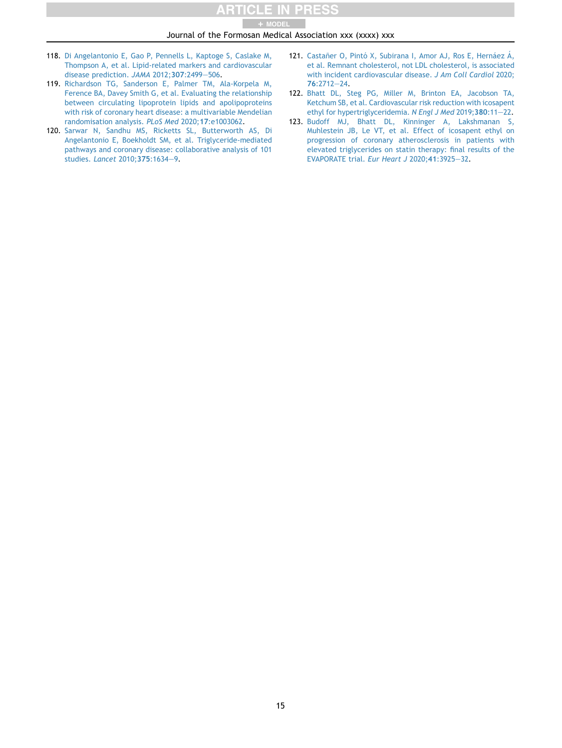118. Di Angelantonio E, Gao P, Pennells L, Kaptoge S, Caslake M, Thompson A, et al. Lipid-related markers and cardiovascular disease prediction. *JAMA* 2012;**307**:2499–506.
119. Richardson TG, Sanderson E, Palmer TM, Ala-Korpela M, Ference BA, Davey Smith G, et al. Evaluating the relationship between circulating lipoprotein lipids and apolipoproteins with risk of coronary heart disease: a multivariable Mendelian randomisation analysis. *PLoS Med* 2020;**17**:e1003062.
120. Sarwar N, Sandhu MS, Ricketts SL, Butterworth AS, Di Angelantonio E, Boekholdt SM, et al. Triglyceride-mediated pathways and coronary disease: collaborative analysis of 101 studies. *Lancet* 2010;**375**:1634–9.
121. Castañer O, Pintó X, Subirana I, Amor AJ, Ros E, Hernáez Á, et al. Remnant cholesterol, not LDL cholesterol, is associated with incident cardiovascular disease. *J Am Coll Cardiol* 2020;**76**:2712–24.
122. Bhatt DL, Steg PG, Miller M, Brinton EA, Jacobson TA, Ketchum SB, et al. Cardiovascular risk reduction with icosapent ethyl for hypertriglyceridemia. *N Engl J Med* 2019;**380**:11–22.
123. Budoff MJ, Bhatt DL, Kinninger A, Lakshmanan S, Muhlestein JB, Le VT, et al. Effect of icosapent ethyl on progression of coronary atherosclerosis in patients with elevated triglycerides on statin therapy: final results of the EVAPORATE trial. *Eur Heart J* 2020;**41**:3925–32.